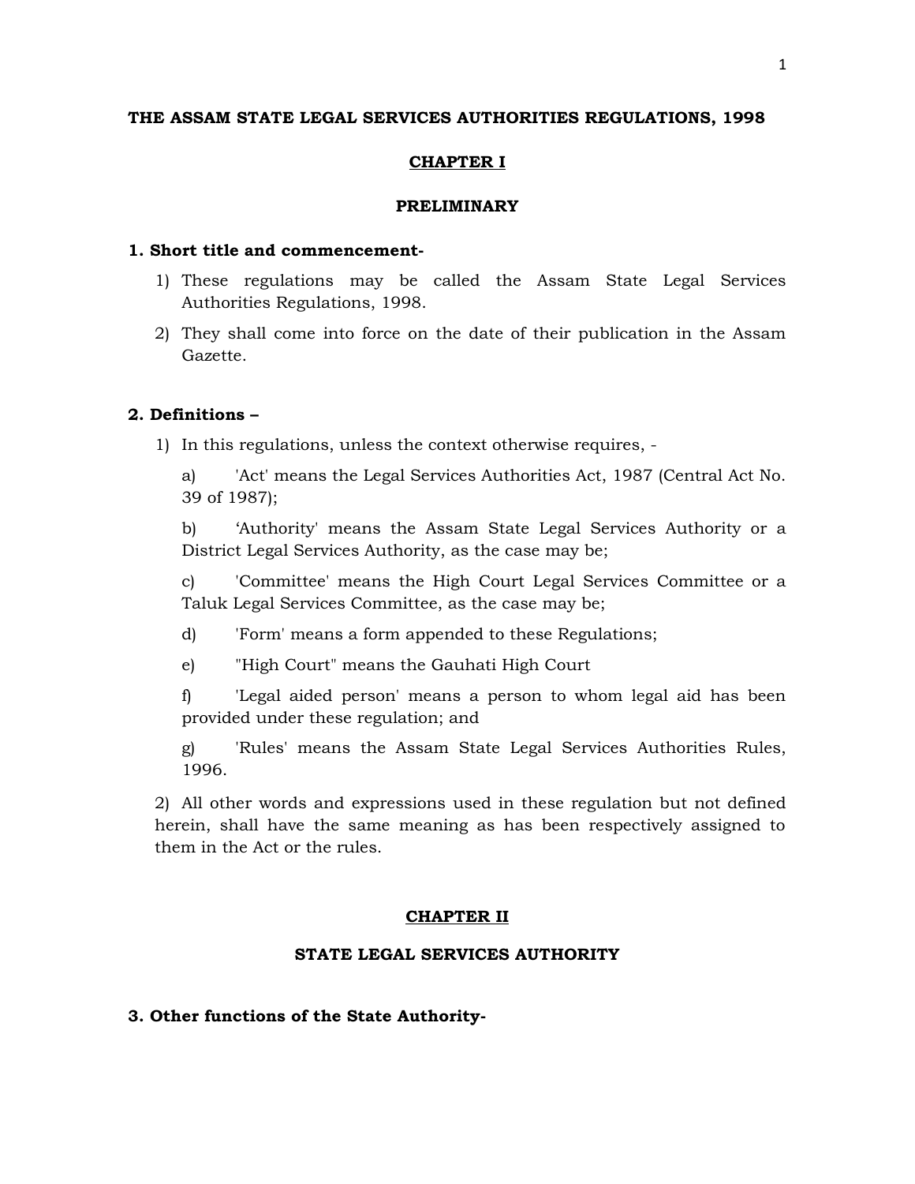# THE ASSAM STATE LEGAL SERVICES AUTHORITIES REGULATIONS, 1998

## CHAPTER I

## PRELIMINARY

### 1. Short title and commencement-

1) These regulations may be called the Assam State Legal Services Authorities Regulations, 1998.

2) They shall come into force on the date of their publication in the Assam Gazette.

### 2. Definitions –

1) In this regulations, unless the context otherwise requires, -

a) 'Act' means the Legal Services Authorities Act, 1987 (Central Act No. 39 of 1987);

b) 'Authority' means the Assam State Legal Services Authority or a District Legal Services Authority, as the case may be;

c) 'Committee' means the High Court Legal Services Committee or a Taluk Legal Services Committee, as the case may be;

d) 'Form' means a form appended to these Regulations;

e) "High Court" means the Gauhati High Court

f) 'Legal aided person' means a person to whom legal aid has been provided under these regulation; and

g) 'Rules' means the Assam State Legal Services Authorities Rules, 1996.

2) All other words and expressions used in these regulation but not defined herein, shall have the same meaning as has been respectively assigned to them in the Act or the rules.

## CHAPTER II

## STATE LEGAL SERVICES AUTHORITY

### 3. Other functions of the State Authority-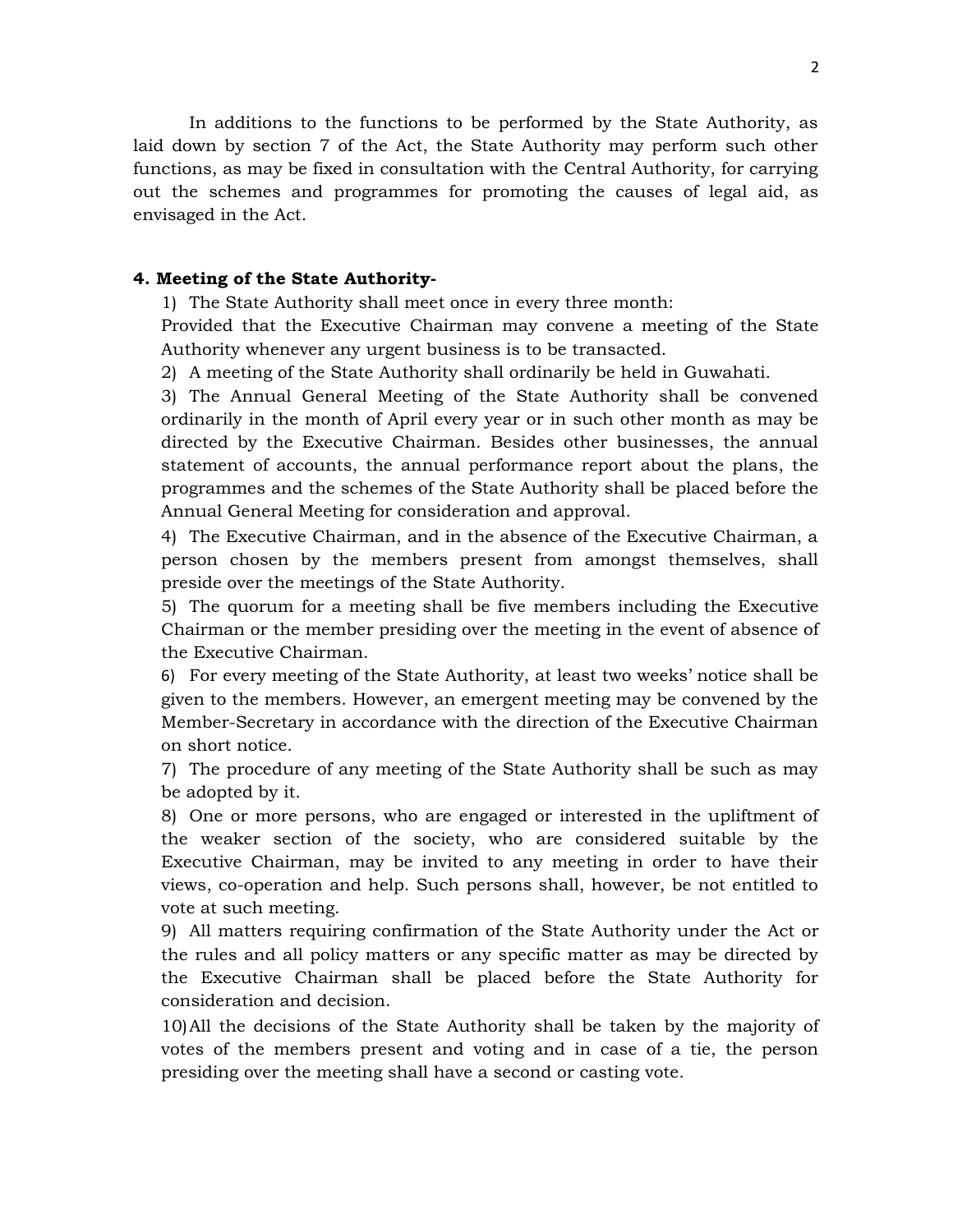In additions to the functions to be performed by the State Authority, as laid down by section 7 of the Act, the State Authority may perform such other functions, as may be fixed in consultation with the Central Authority, for carrying out the schemes and programmes for promoting the causes of legal aid, as envisaged in the Act.

**4. Meeting of the State Authority-**

1) The State Authority shall meet once in every three month:
Provided that the Executive Chairman may convene a meeting of the State Authority whenever any urgent business is to be transacted.

2) A meeting of the State Authority shall ordinarily be held in Guwahati.

3) The Annual General Meeting of the State Authority shall be convened ordinarily in the month of April every year or in such other month as may be directed by the Executive Chairman. Besides other businesses, the annual statement of accounts, the annual performance report about the plans, the programmes and the schemes of the State Authority shall be placed before the Annual General Meeting for consideration and approval.

4) The Executive Chairman, and in the absence of the Executive Chairman, a person chosen by the members present from amongst themselves, shall preside over the meetings of the State Authority.

5) The quorum for a meeting shall be five members including the Executive Chairman or the member presiding over the meeting in the event of absence of the Executive Chairman.

6) For every meeting of the State Authority, at least two weeks' notice shall be given to the members. However, an emergent meeting may be convened by the Member-Secretary in accordance with the direction of the Executive Chairman on short notice.

7) The procedure of any meeting of the State Authority shall be such as may be adopted by it.

8) One or more persons, who are engaged or interested in the upliftment of the weaker section of the society, who are considered suitable by the Executive Chairman, may be invited to any meeting in order to have their views, co-operation and help. Such persons shall, however, be not entitled to vote at such meeting.

9) All matters requiring confirmation of the State Authority under the Act or the rules and all policy matters or any specific matter as may be directed by the Executive Chairman shall be placed before the State Authority for consideration and decision.

10) All the decisions of the State Authority shall be taken by the majority of votes of the members present and voting and in case of a tie, the person presiding over the meeting shall have a second or casting vote.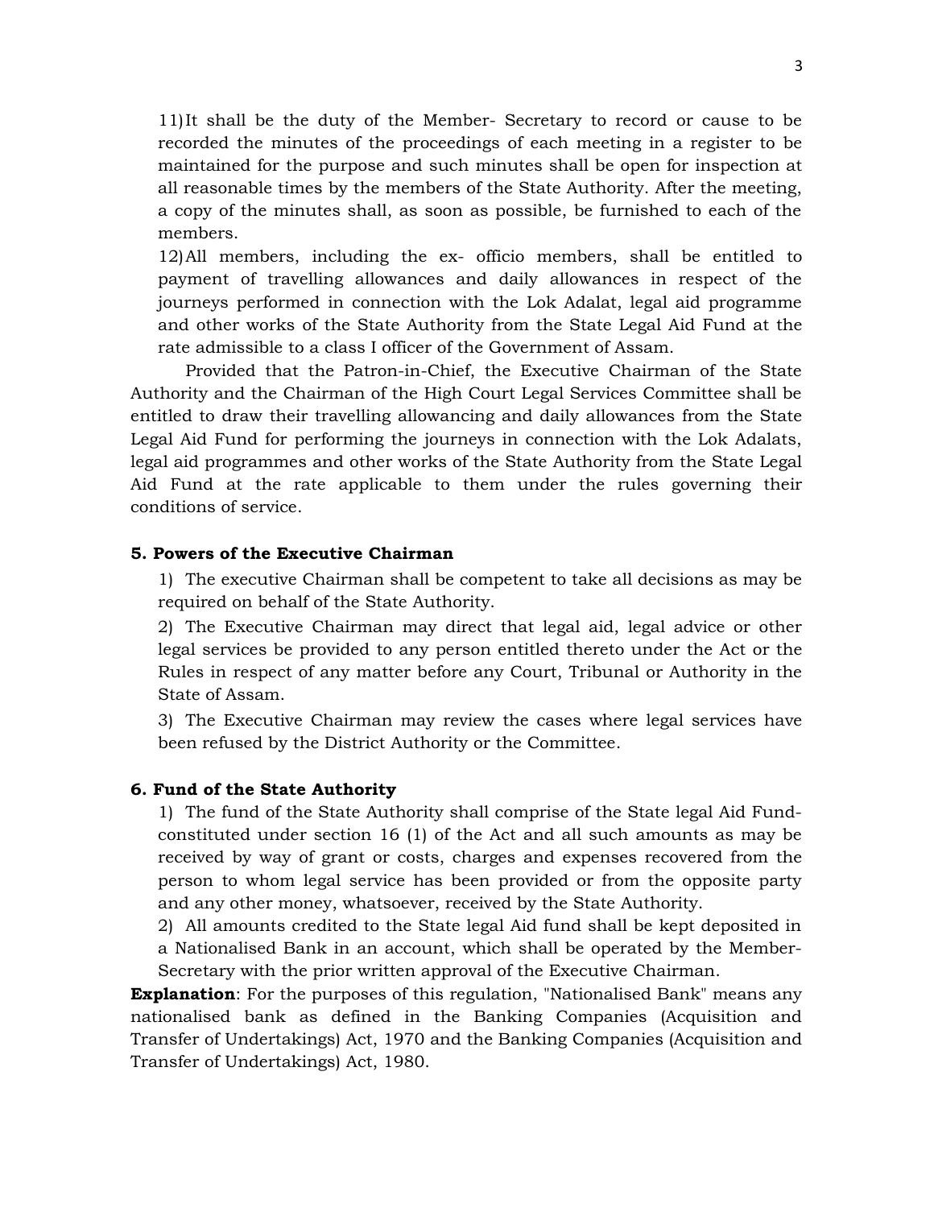11) It shall be the duty of the Member- Secretary to record or cause to be recorded the minutes of the proceedings of each meeting in a register to be maintained for the purpose and such minutes shall be open for inspection at all reasonable times by the members of the State Authority. After the meeting, a copy of the minutes shall, as soon as possible, be furnished to each of the members.

12) All members, including the ex- officio members, shall be entitled to payment of travelling allowances and daily allowances in respect of the journeys performed in connection with the Lok Adalat, legal aid programme and other works of the State Authority from the State Legal Aid Fund at the rate admissible to a class I officer of the Government of Assam.

Provided that the Patron-in-Chief, the Executive Chairman of the State Authority and the Chairman of the High Court Legal Services Committee shall be entitled to draw their travelling allowancing and daily allowances from the State Legal Aid Fund for performing the journeys in connection with the Lok Adalats, legal aid programmes and other works of the State Authority from the State Legal Aid Fund at the rate applicable to them under the rules governing their conditions of service.

**5. Powers of the Executive Chairman**

1) The executive Chairman shall be competent to take all decisions as may be required on behalf of the State Authority.

2) The Executive Chairman may direct that legal aid, legal advice or other legal services be provided to any person entitled thereto under the Act or the Rules in respect of any matter before any Court, Tribunal or Authority in the State of Assam.

3) The Executive Chairman may review the cases where legal services have been refused by the District Authority or the Committee.

**6. Fund of the State Authority**

1) The fund of the State Authority shall comprise of the State legal Aid Fund- constituted under section 16 (1) of the Act and all such amounts as may be received by way of grant or costs, charges and expenses recovered from the person to whom legal service has been provided or from the opposite party and any other money, whatsoever, received by the State Authority.

2) All amounts credited to the State legal Aid fund shall be kept deposited in a Nationalised Bank in an account, which shall be operated by the Member- Secretary with the prior written approval of the Executive Chairman.

**Explanation**: For the purposes of this regulation, "Nationalised Bank" means any nationalised bank as defined in the Banking Companies (Acquisition and Transfer of Undertakings) Act, 1970 and the Banking Companies (Acquisition and Transfer of Undertakings) Act, 1980.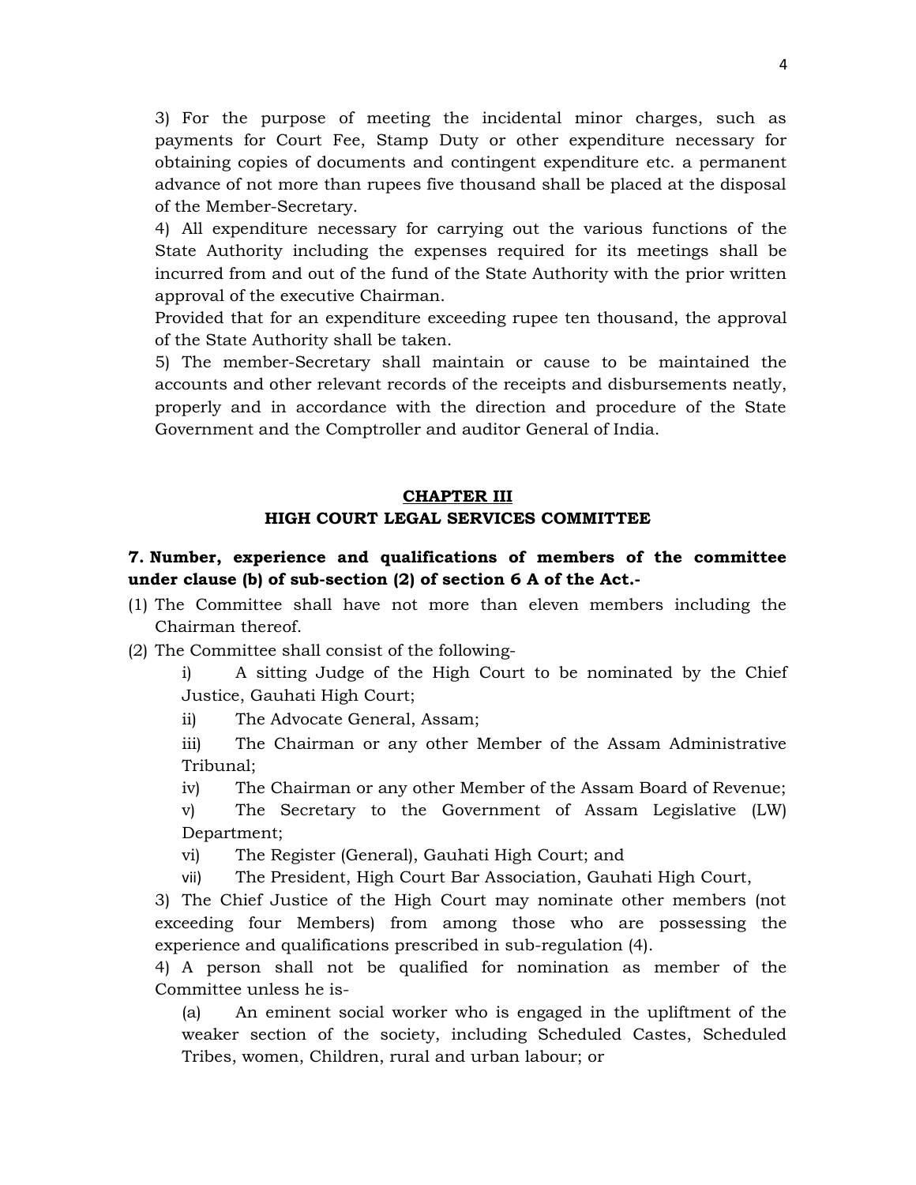3) For the purpose of meeting the incidental minor charges, such as payments for Court Fee, Stamp Duty or other expenditure necessary for obtaining copies of documents and contingent expenditure etc. a permanent advance of not more than rupees five thousand shall be placed at the disposal of the Member-Secretary.

4) All expenditure necessary for carrying out the various functions of the State Authority including the expenses required for its meetings shall be incurred from and out of the fund of the State Authority with the prior written approval of the executive Chairman.

Provided that for an expenditure exceeding rupee ten thousand, the approval of the State Authority shall be taken.

5) The member-Secretary shall maintain or cause to be maintained the accounts and other relevant records of the receipts and disbursements neatly, properly and in accordance with the direction and procedure of the State Government and the Comptroller and auditor General of India.

## CHAPTER III
## HIGH COURT LEGAL SERVICES COMMITTEE

**7. Number, experience and qualifications of members of the committee under clause (b) of sub-section (2) of section 6 A of the Act.-**

(1) The Committee shall have not more than eleven members including the Chairman thereof.

(2) The Committee shall consist of the following-

i) A sitting Judge of the High Court to be nominated by the Chief Justice, Gauhati High Court;

ii) The Advocate General, Assam;

iii) The Chairman or any other Member of the Assam Administrative Tribunal;

iv) The Chairman or any other Member of the Assam Board of Revenue;

v) The Secretary to the Government of Assam Legislative (LW) Department;

vi) The Register (General), Gauhati High Court; and

vii) The President, High Court Bar Association, Gauhati High Court,

3) The Chief Justice of the High Court may nominate other members (not exceeding four Members) from among those who are possessing the experience and qualifications prescribed in sub-regulation (4).

4) A person shall not be qualified for nomination as member of the Committee unless he is-

(a) An eminent social worker who is engaged in the upliftment of the weaker section of the society, including Scheduled Castes, Scheduled Tribes, women, Children, rural and urban labour; or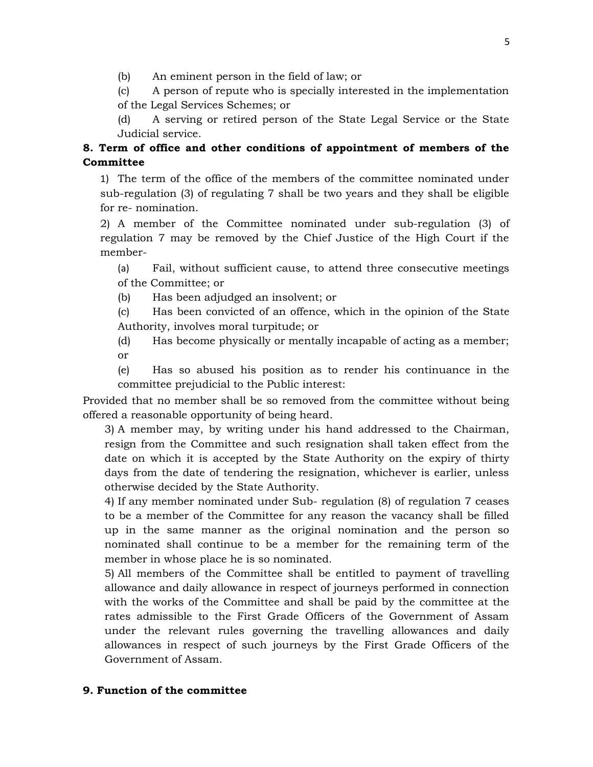(b) An eminent person in the field of law; or

(c) A person of repute who is specially interested in the implementation of the Legal Services Schemes; or

(d) A serving or retired person of the State Legal Service or the State Judicial service.

**8. Term of office and other conditions of appointment of members of the Committee**

1) The term of the office of the members of the committee nominated under sub-regulation (3) of regulating 7 shall be two years and they shall be eligible for re- nomination.

2) A member of the Committee nominated under sub-regulation (3) of regulation 7 may be removed by the Chief Justice of the High Court if the member-

(a) Fail, without sufficient cause, to attend three consecutive meetings of the Committee; or

(b) Has been adjudged an insolvent; or

(c) Has been convicted of an offence, which in the opinion of the State Authority, involves moral turpitude; or

(d) Has become physically or mentally incapable of acting as a member; or

(e) Has so abused his position as to render his continuance in the committee prejudicial to the Public interest:

Provided that no member shall be so removed from the committee without being offered a reasonable opportunity of being heard.

3) A member may, by writing under his hand addressed to the Chairman, resign from the Committee and such resignation shall taken effect from the date on which it is accepted by the State Authority on the expiry of thirty days from the date of tendering the resignation, whichever is earlier, unless otherwise decided by the State Authority.

4) If any member nominated under Sub- regulation (8) of regulation 7 ceases to be a member of the Committee for any reason the vacancy shall be filled up in the same manner as the original nomination and the person so nominated shall continue to be a member for the remaining term of the member in whose place he is so nominated.

5) All members of the Committee shall be entitled to payment of travelling allowance and daily allowance in respect of journeys performed in connection with the works of the Committee and shall be paid by the committee at the rates admissible to the First Grade Officers of the Government of Assam under the relevant rules governing the travelling allowances and daily allowances in respect of such journeys by the First Grade Officers of the Government of Assam.

**9. Function of the committee**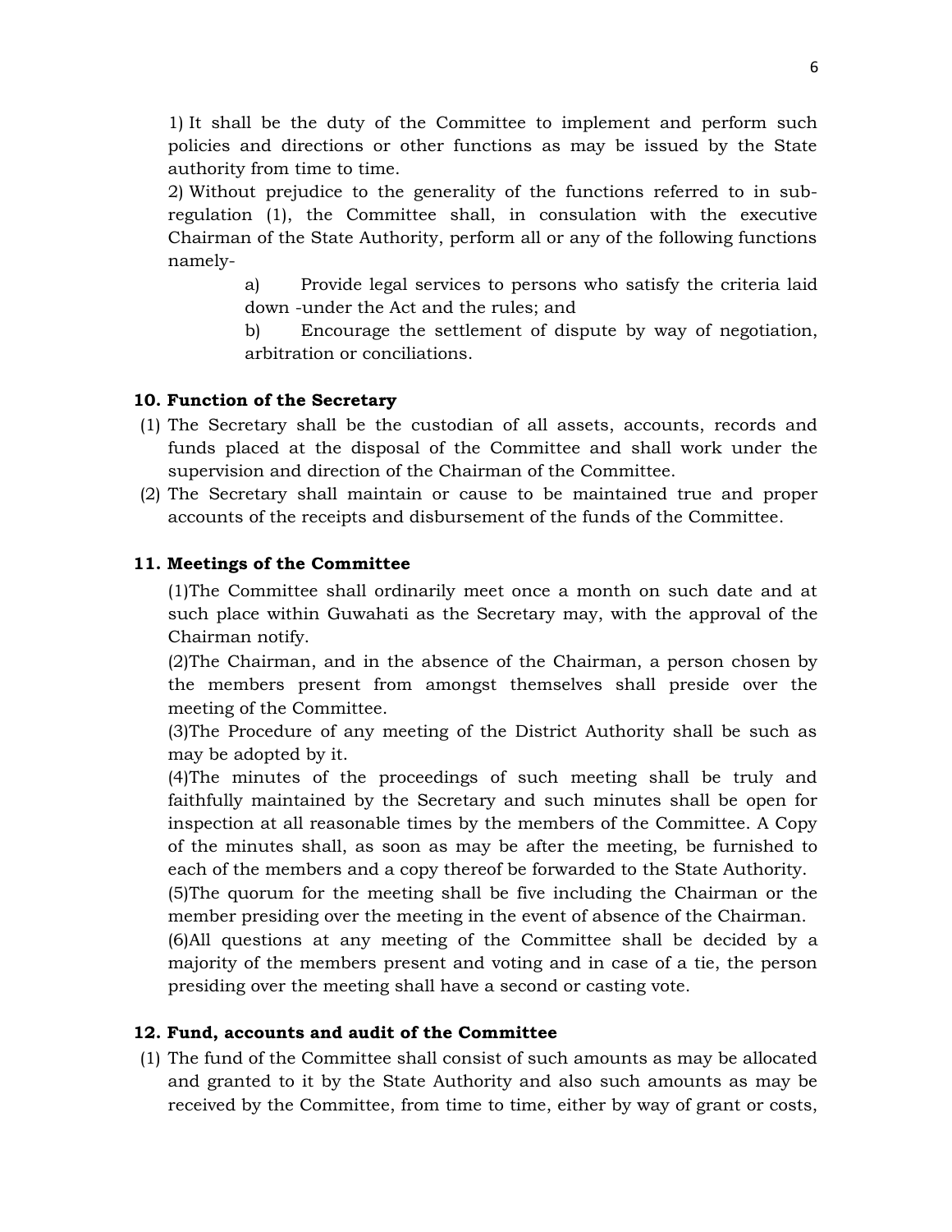1) It shall be the duty of the Committee to implement and perform such policies and directions or other functions as may be issued by the State authority from time to time.

2) Without prejudice to the generality of the functions referred to in sub-regulation (1), the Committee shall, in consulation with the executive Chairman of the State Authority, perform all or any of the following functions namely-

> a) Provide legal services to persons who satisfy the criteria laid down -under the Act and the rules; and
>
> b) Encourage the settlement of dispute by way of negotiation, arbitration or conciliations.

**10. Function of the Secretary**

(1) The Secretary shall be the custodian of all assets, accounts, records and funds placed at the disposal of the Committee and shall work under the supervision and direction of the Chairman of the Committee.

(2) The Secretary shall maintain or cause to be maintained true and proper accounts of the receipts and disbursement of the funds of the Committee.

**11. Meetings of the Committee**

(1)The Committee shall ordinarily meet once a month on such date and at such place within Guwahati as the Secretary may, with the approval of the Chairman notify.

(2)The Chairman, and in the absence of the Chairman, a person chosen by the members present from amongst themselves shall preside over the meeting of the Committee.

(3)The Procedure of any meeting of the District Authority shall be such as may be adopted by it.

(4)The minutes of the proceedings of such meeting shall be truly and faithfully maintained by the Secretary and such minutes shall be open for inspection at all reasonable times by the members of the Committee. A Copy of the minutes shall, as soon as may be after the meeting, be furnished to each of the members and a copy thereof be forwarded to the State Authority.

(5)The quorum for the meeting shall be five including the Chairman or the member presiding over the meeting in the event of absence of the Chairman.

(6)All questions at any meeting of the Committee shall be decided by a majority of the members present and voting and in case of a tie, the person presiding over the meeting shall have a second or casting vote.

**12. Fund, accounts and audit of the Committee**

(1) The fund of the Committee shall consist of such amounts as may be allocated and granted to it by the State Authority and also such amounts as may be received by the Committee, from time to time, either by way of grant or costs,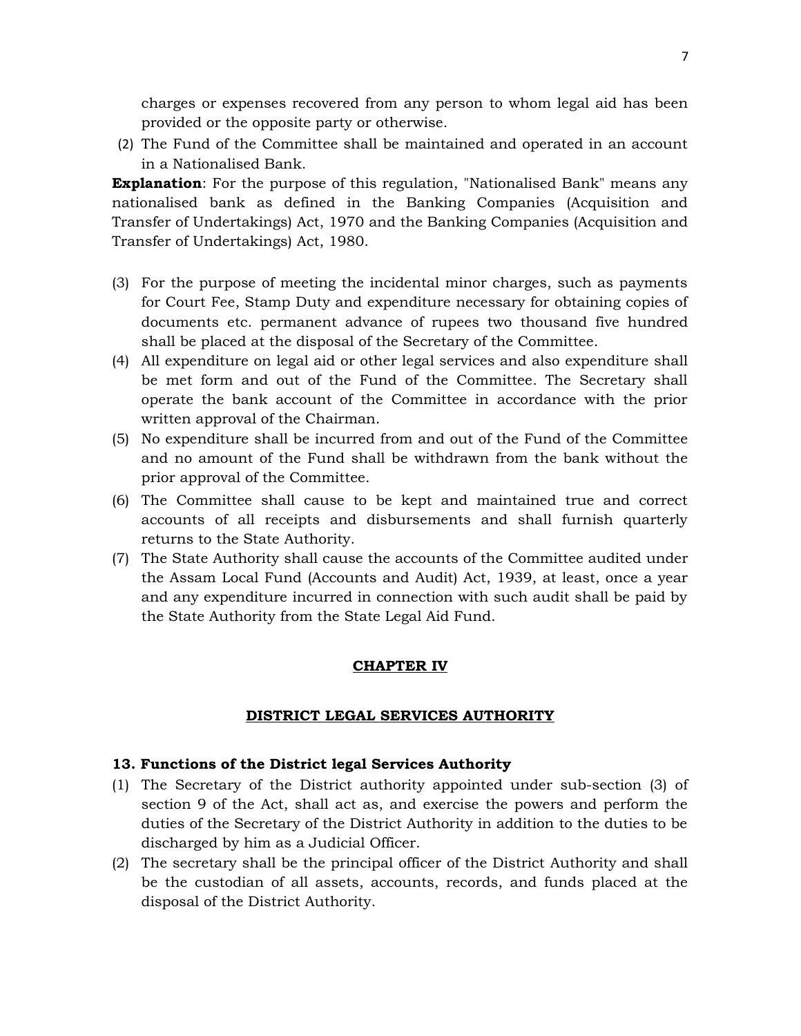charges or expenses recovered from any person to whom legal aid has been provided or the opposite party or otherwise.

(2) The Fund of the Committee shall be maintained and operated in an account in a Nationalised Bank.

**Explanation**: For the purpose of this regulation, "Nationalised Bank" means any nationalised bank as defined in the Banking Companies (Acquisition and Transfer of Undertakings) Act, 1970 and the Banking Companies (Acquisition and Transfer of Undertakings) Act, 1980.

(3) For the purpose of meeting the incidental minor charges, such as payments for Court Fee, Stamp Duty and expenditure necessary for obtaining copies of documents etc. permanent advance of rupees two thousand five hundred shall be placed at the disposal of the Secretary of the Committee.

(4) All expenditure on legal aid or other legal services and also expenditure shall be met form and out of the Fund of the Committee. The Secretary shall operate the bank account of the Committee in accordance with the prior written approval of the Chairman.

(5) No expenditure shall be incurred from and out of the Fund of the Committee and no amount of the Fund shall be withdrawn from the bank without the prior approval of the Committee.

(6) The Committee shall cause to be kept and maintained true and correct accounts of all receipts and disbursements and shall furnish quarterly returns to the State Authority.

(7) The State Authority shall cause the accounts of the Committee audited under the Assam Local Fund (Accounts and Audit) Act, 1939, at least, once a year and any expenditure incurred in connection with such audit shall be paid by the State Authority from the State Legal Aid Fund.

## CHAPTER IV

## DISTRICT LEGAL SERVICES AUTHORITY

### 13. Functions of the District legal Services Authority

(1) The Secretary of the District authority appointed under sub-section (3) of section 9 of the Act, shall act as, and exercise the powers and perform the duties of the Secretary of the District Authority in addition to the duties to be discharged by him as a Judicial Officer.

(2) The secretary shall be the principal officer of the District Authority and shall be the custodian of all assets, accounts, records, and funds placed at the disposal of the District Authority.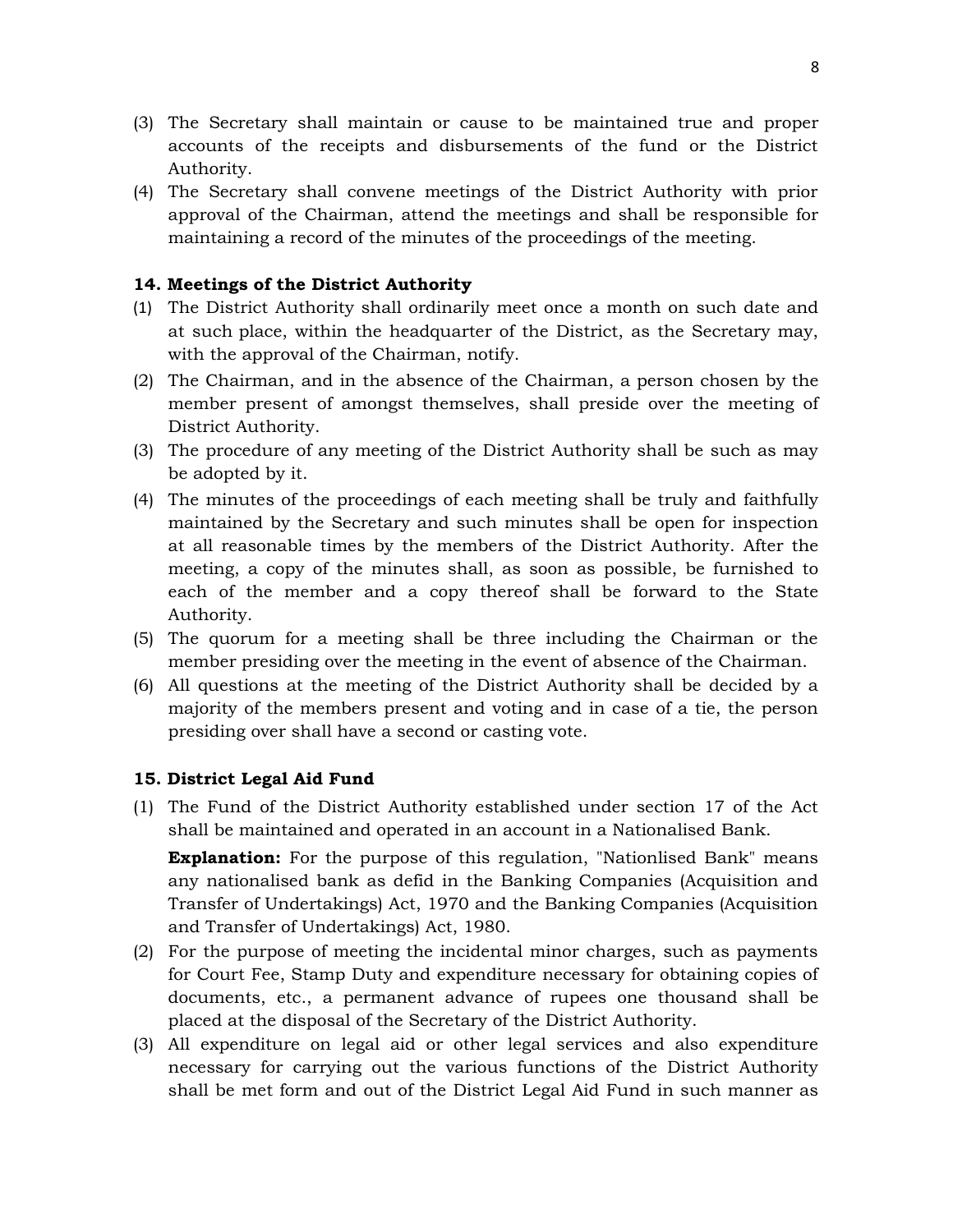(3) The Secretary shall maintain or cause to be maintained true and proper accounts of the receipts and disbursements of the fund or the District Authority.

(4) The Secretary shall convene meetings of the District Authority with prior approval of the Chairman, attend the meetings and shall be responsible for maintaining a record of the minutes of the proceedings of the meeting.

**14. Meetings of the District Authority**

(1) The District Authority shall ordinarily meet once a month on such date and at such place, within the headquarter of the District, as the Secretary may, with the approval of the Chairman, notify.

(2) The Chairman, and in the absence of the Chairman, a person chosen by the member present of amongst themselves, shall preside over the meeting of District Authority.

(3) The procedure of any meeting of the District Authority shall be such as may be adopted by it.

(4) The minutes of the proceedings of each meeting shall be truly and faithfully maintained by the Secretary and such minutes shall be open for inspection at all reasonable times by the members of the District Authority. After the meeting, a copy of the minutes shall, as soon as possible, be furnished to each of the member and a copy thereof shall be forward to the State Authority.

(5) The quorum for a meeting shall be three including the Chairman or the member presiding over the meeting in the event of absence of the Chairman.

(6) All questions at the meeting of the District Authority shall be decided by a majority of the members present and voting and in case of a tie, the person presiding over shall have a second or casting vote.

**15. District Legal Aid Fund**

(1) The Fund of the District Authority established under section 17 of the Act shall be maintained and operated in an account in a Nationalised Bank.

**Explanation:** For the purpose of this regulation, "Nationlised Bank" means any nationalised bank as defid in the Banking Companies (Acquisition and Transfer of Undertakings) Act, 1970 and the Banking Companies (Acquisition and Transfer of Undertakings) Act, 1980.

(2) For the purpose of meeting the incidental minor charges, such as payments for Court Fee, Stamp Duty and expenditure necessary for obtaining copies of documents, etc., a permanent advance of rupees one thousand shall be placed at the disposal of the Secretary of the District Authority.

(3) All expenditure on legal aid or other legal services and also expenditure necessary for carrying out the various functions of the District Authority shall be met form and out of the District Legal Aid Fund in such manner as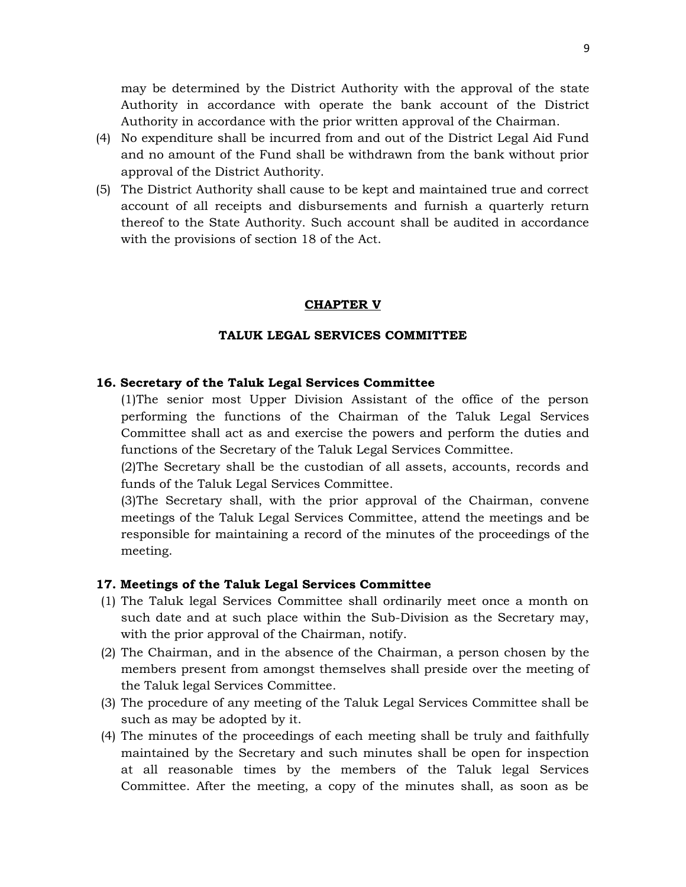may be determined by the District Authority with the approval of the state Authority in accordance with operate the bank account of the District Authority in accordance with the prior written approval of the Chairman.

(4) No expenditure shall be incurred from and out of the District Legal Aid Fund and no amount of the Fund shall be withdrawn from the bank without prior approval of the District Authority.

(5) The District Authority shall cause to be kept and maintained true and correct account of all receipts and disbursements and furnish a quarterly return thereof to the State Authority. Such account shall be audited in accordance with the provisions of section 18 of the Act.

## CHAPTER V

## TALUK LEGAL SERVICES COMMITTEE

### 16. Secretary of the Taluk Legal Services Committee

(1)The senior most Upper Division Assistant of the office of the person performing the functions of the Chairman of the Taluk Legal Services Committee shall act as and exercise the powers and perform the duties and functions of the Secretary of the Taluk Legal Services Committee.

(2)The Secretary shall be the custodian of all assets, accounts, records and funds of the Taluk Legal Services Committee.

(3)The Secretary shall, with the prior approval of the Chairman, convene meetings of the Taluk Legal Services Committee, attend the meetings and be responsible for maintaining a record of the minutes of the proceedings of the meeting.

### 17. Meetings of the Taluk Legal Services Committee

(1) The Taluk legal Services Committee shall ordinarily meet once a month on such date and at such place within the Sub-Division as the Secretary may, with the prior approval of the Chairman, notify.

(2) The Chairman, and in the absence of the Chairman, a person chosen by the members present from amongst themselves shall preside over the meeting of the Taluk legal Services Committee.

(3) The procedure of any meeting of the Taluk Legal Services Committee shall be such as may be adopted by it.

(4) The minutes of the proceedings of each meeting shall be truly and faithfully maintained by the Secretary and such minutes shall be open for inspection at all reasonable times by the members of the Taluk legal Services Committee. After the meeting, a copy of the minutes shall, as soon as be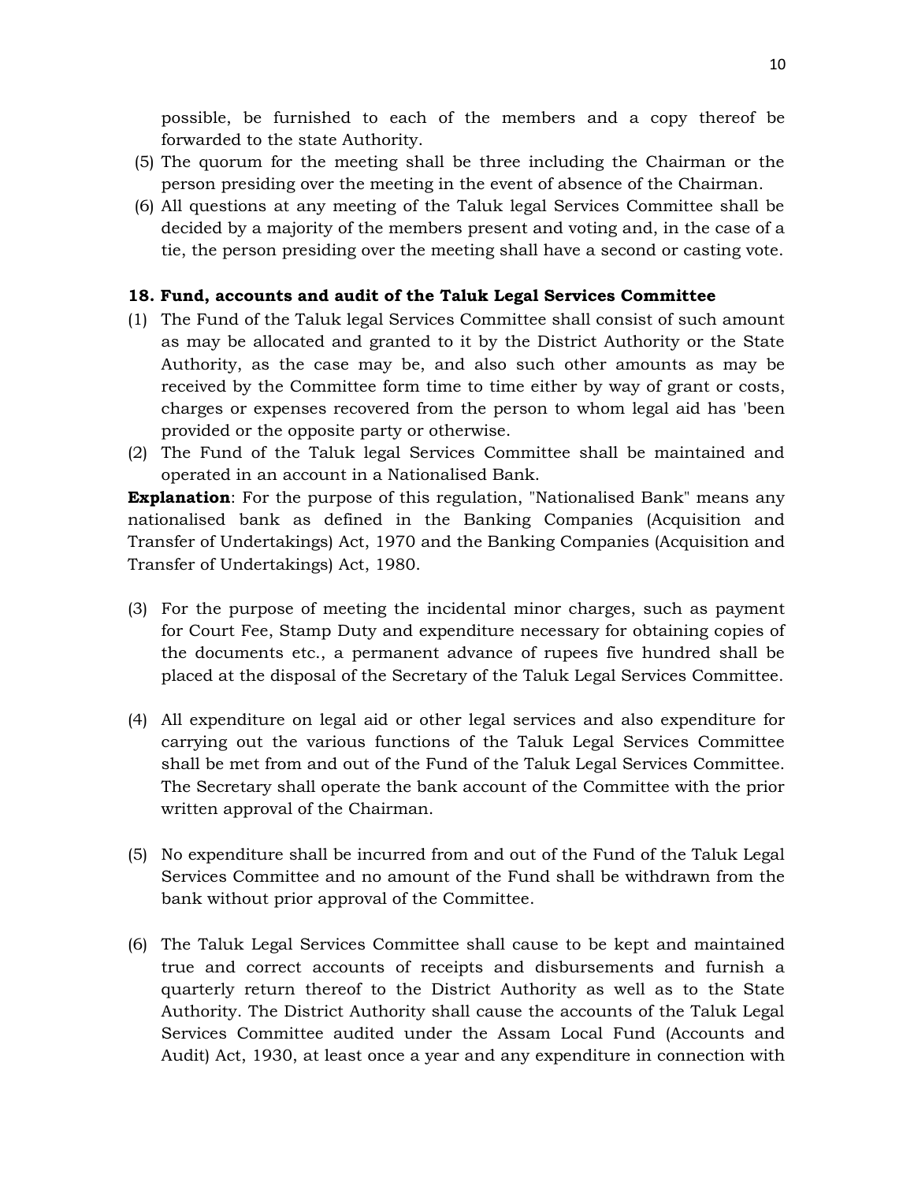possible, be furnished to each of the members and a copy thereof be forwarded to the state Authority.

(5) The quorum for the meeting shall be three including the Chairman or the person presiding over the meeting in the event of absence of the Chairman.

(6) All questions at any meeting of the Taluk legal Services Committee shall be decided by a majority of the members present and voting and, in the case of a tie, the person presiding over the meeting shall have a second or casting vote.

**18. Fund, accounts and audit of the Taluk Legal Services Committee**

(1) The Fund of the Taluk legal Services Committee shall consist of such amount as may be allocated and granted to it by the District Authority or the State Authority, as the case may be, and also such other amounts as may be received by the Committee form time to time either by way of grant or costs, charges or expenses recovered from the person to whom legal aid has 'been provided or the opposite party or otherwise.

(2) The Fund of the Taluk legal Services Committee shall be maintained and operated in an account in a Nationalised Bank.

**Explanation**: For the purpose of this regulation, "Nationalised Bank" means any nationalised bank as defined in the Banking Companies (Acquisition and Transfer of Undertakings) Act, 1970 and the Banking Companies (Acquisition and Transfer of Undertakings) Act, 1980.

(3) For the purpose of meeting the incidental minor charges, such as payment for Court Fee, Stamp Duty and expenditure necessary for obtaining copies of the documents etc., a permanent advance of rupees five hundred shall be placed at the disposal of the Secretary of the Taluk Legal Services Committee.

(4) All expenditure on legal aid or other legal services and also expenditure for carrying out the various functions of the Taluk Legal Services Committee shall be met from and out of the Fund of the Taluk Legal Services Committee. The Secretary shall operate the bank account of the Committee with the prior written approval of the Chairman.

(5) No expenditure shall be incurred from and out of the Fund of the Taluk Legal Services Committee and no amount of the Fund shall be withdrawn from the bank without prior approval of the Committee.

(6) The Taluk Legal Services Committee shall cause to be kept and maintained true and correct accounts of receipts and disbursements and furnish a quarterly return thereof to the District Authority as well as to the State Authority. The District Authority shall cause the accounts of the Taluk Legal Services Committee audited under the Assam Local Fund (Accounts and Audit) Act, 1930, at least once a year and any expenditure in connection with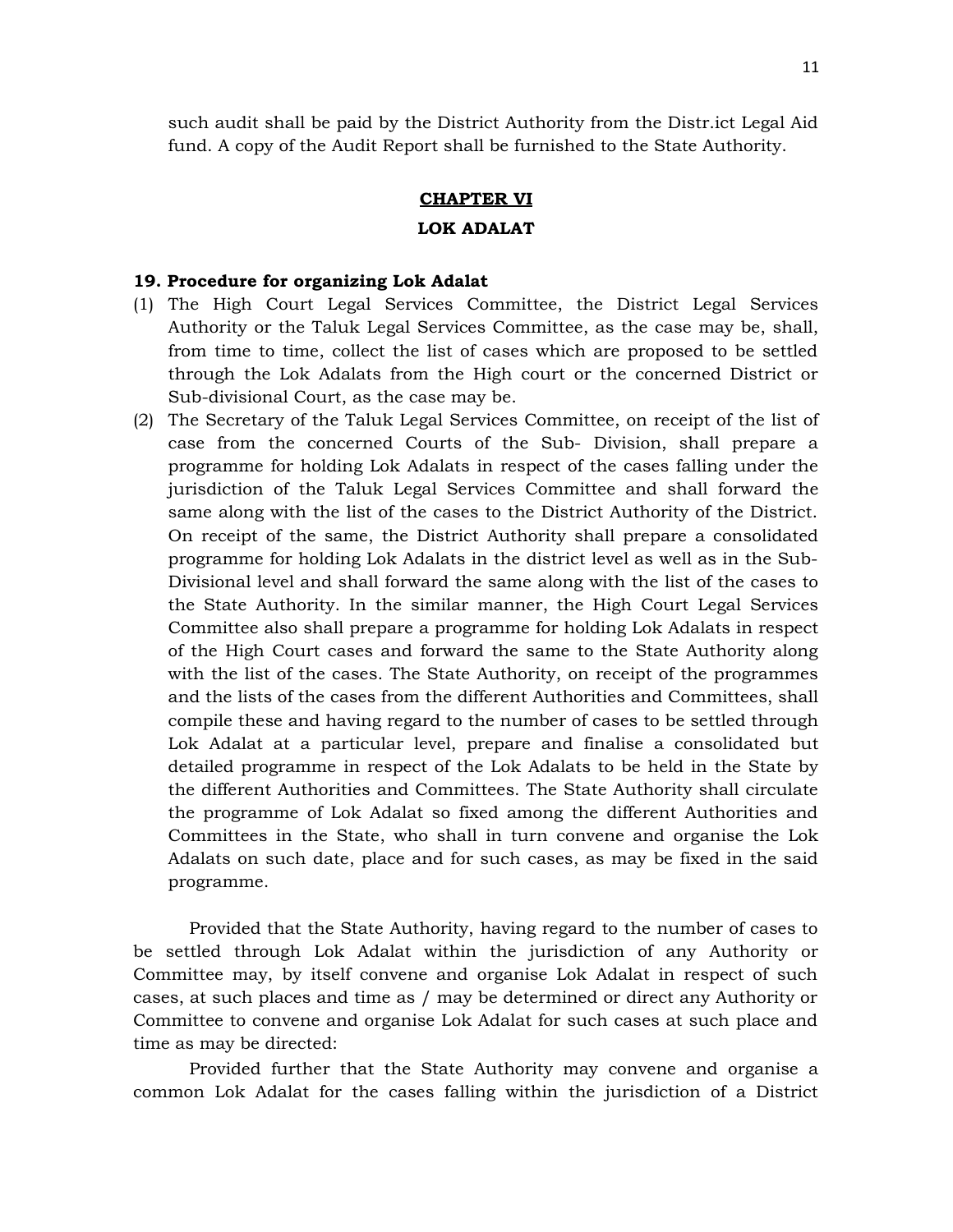such audit shall be paid by the District Authority from the Distr.ict Legal Aid fund. A copy of the Audit Report shall be furnished to the State Authority.

## CHAPTER VI

## LOK ADALAT

### 19. Procedure for organizing Lok Adalat

(1) The High Court Legal Services Committee, the District Legal Services Authority or the Taluk Legal Services Committee, as the case may be, shall, from time to time, collect the list of cases which are proposed to be settled through the Lok Adalats from the High court or the concerned District or Sub-divisional Court, as the case may be.

(2) The Secretary of the Taluk Legal Services Committee, on receipt of the list of case from the concerned Courts of the Sub- Division, shall prepare a programme for holding Lok Adalats in respect of the cases falling under the jurisdiction of the Taluk Legal Services Committee and shall forward the same along with the list of the cases to the District Authority of the District. On receipt of the same, the District Authority shall prepare a consolidated programme for holding Lok Adalats in the district level as well as in the Sub-Divisional level and shall forward the same along with the list of the cases to the State Authority. In the similar manner, the High Court Legal Services Committee also shall prepare a programme for holding Lok Adalats in respect of the High Court cases and forward the same to the State Authority along with the list of the cases. The State Authority, on receipt of the programmes and the lists of the cases from the different Authorities and Committees, shall compile these and having regard to the number of cases to be settled through Lok Adalat at a particular level, prepare and finalise a consolidated but detailed programme in respect of the Lok Adalats to be held in the State by the different Authorities and Committees. The State Authority shall circulate the programme of Lok Adalat so fixed among the different Authorities and Committees in the State, who shall in turn convene and organise the Lok Adalats on such date, place and for such cases, as may be fixed in the said programme.

Provided that the State Authority, having regard to the number of cases to be settled through Lok Adalat within the jurisdiction of any Authority or Committee may, by itself convene and organise Lok Adalat in respect of such cases, at such places and time as / may be determined or direct any Authority or Committee to convene and organise Lok Adalat for such cases at such place and time as may be directed:

Provided further that the State Authority may convene and organise a common Lok Adalat for the cases falling within the jurisdiction of a District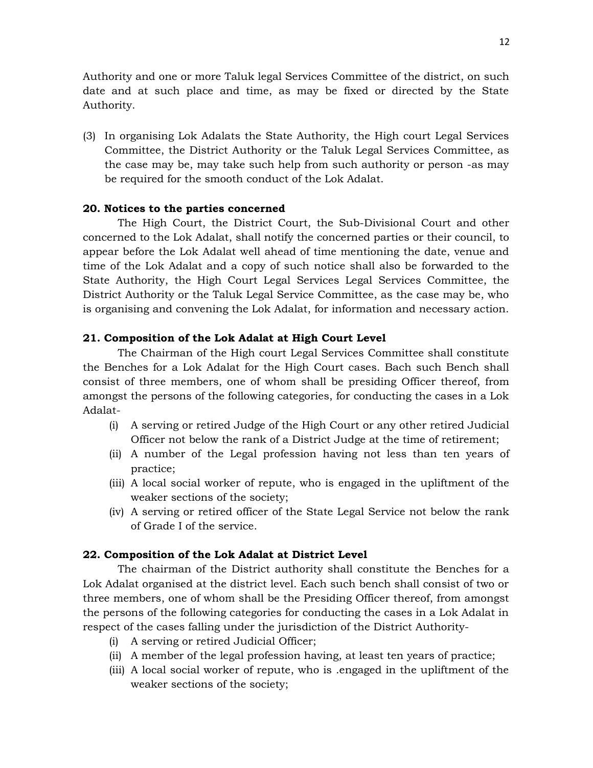Authority and one or more Taluk legal Services Committee of the district, on such date and at such place and time, as may be fixed or directed by the State Authority.

(3) In organising Lok Adalats the State Authority, the High court Legal Services Committee, the District Authority or the Taluk Legal Services Committee, as the case may be, may take such help from such authority or person -as may be required for the smooth conduct of the Lok Adalat.

**20. Notices to the parties concerned**

The High Court, the District Court, the Sub-Divisional Court and other concerned to the Lok Adalat, shall notify the concerned parties or their council, to appear before the Lok Adalat well ahead of time mentioning the date, venue and time of the Lok Adalat and a copy of such notice shall also be forwarded to the State Authority, the High Court Legal Services Legal Services Committee, the District Authority or the Taluk Legal Service Committee, as the case may be, who is organising and convening the Lok Adalat, for information and necessary action.

**21. Composition of the Lok Adalat at High Court Level**

The Chairman of the High court Legal Services Committee shall constitute the Benches for a Lok Adalat for the High Court cases. Bach such Bench shall consist of three members, one of whom shall be presiding Officer thereof, from amongst the persons of the following categories, for conducting the cases in a Lok Adalat-

(i) A serving or retired Judge of the High Court or any other retired Judicial Officer not below the rank of a District Judge at the time of retirement;
(ii) A number of the Legal profession having not less than ten years of practice;
(iii) A local social worker of repute, who is engaged in the upliftment of the weaker sections of the society;
(iv) A serving or retired officer of the State Legal Service not below the rank of Grade I of the service.

**22. Composition of the Lok Adalat at District Level**

The chairman of the District authority shall constitute the Benches for a Lok Adalat organised at the district level. Each such bench shall consist of two or three members, one of whom shall be the Presiding Officer thereof, from amongst the persons of the following categories for conducting the cases in a Lok Adalat in respect of the cases falling under the jurisdiction of the District Authority-

(i) A serving or retired Judicial Officer;
(ii) A member of the legal profession having, at least ten years of practice;
(iii) A local social worker of repute, who is .engaged in the upliftment of the weaker sections of the society;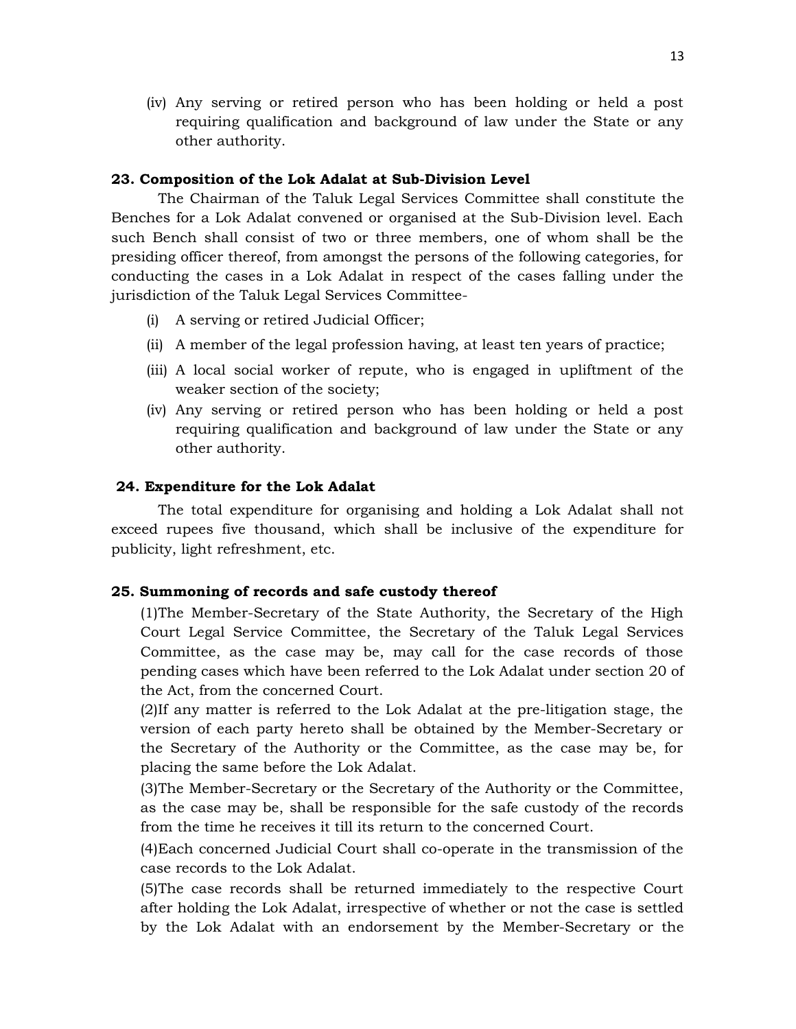(iv) Any serving or retired person who has been holding or held a post requiring qualification and background of law under the State or any other authority.

### 23. Composition of the Lok Adalat at Sub-Division Level

The Chairman of the Taluk Legal Services Committee shall constitute the Benches for a Lok Adalat convened or organised at the Sub-Division level. Each such Bench shall consist of two or three members, one of whom shall be the presiding officer thereof, from amongst the persons of the following categories, for conducting the cases in a Lok Adalat in respect of the cases falling under the jurisdiction of the Taluk Legal Services Committee-

(i) A serving or retired Judicial Officer;

(ii) A member of the legal profession having, at least ten years of practice;

(iii) A local social worker of repute, who is engaged in upliftment of the weaker section of the society;

(iv) Any serving or retired person who has been holding or held a post requiring qualification and background of law under the State or any other authority.

### 24. Expenditure for the Lok Adalat

The total expenditure for organising and holding a Lok Adalat shall not exceed rupees five thousand, which shall be inclusive of the expenditure for publicity, light refreshment, etc.

### 25. Summoning of records and safe custody thereof

(1)The Member-Secretary of the State Authority, the Secretary of the High Court Legal Service Committee, the Secretary of the Taluk Legal Services Committee, as the case may be, may call for the case records of those pending cases which have been referred to the Lok Adalat under section 20 of the Act, from the concerned Court.

(2)If any matter is referred to the Lok Adalat at the pre-litigation stage, the version of each party hereto shall be obtained by the Member-Secretary or the Secretary of the Authority or the Committee, as the case may be, for placing the same before the Lok Adalat.

(3)The Member-Secretary or the Secretary of the Authority or the Committee, as the case may be, shall be responsible for the safe custody of the records from the time he receives it till its return to the concerned Court.

(4)Each concerned Judicial Court shall co-operate in the transmission of the case records to the Lok Adalat.

(5)The case records shall be returned immediately to the respective Court after holding the Lok Adalat, irrespective of whether or not the case is settled by the Lok Adalat with an endorsement by the Member-Secretary or the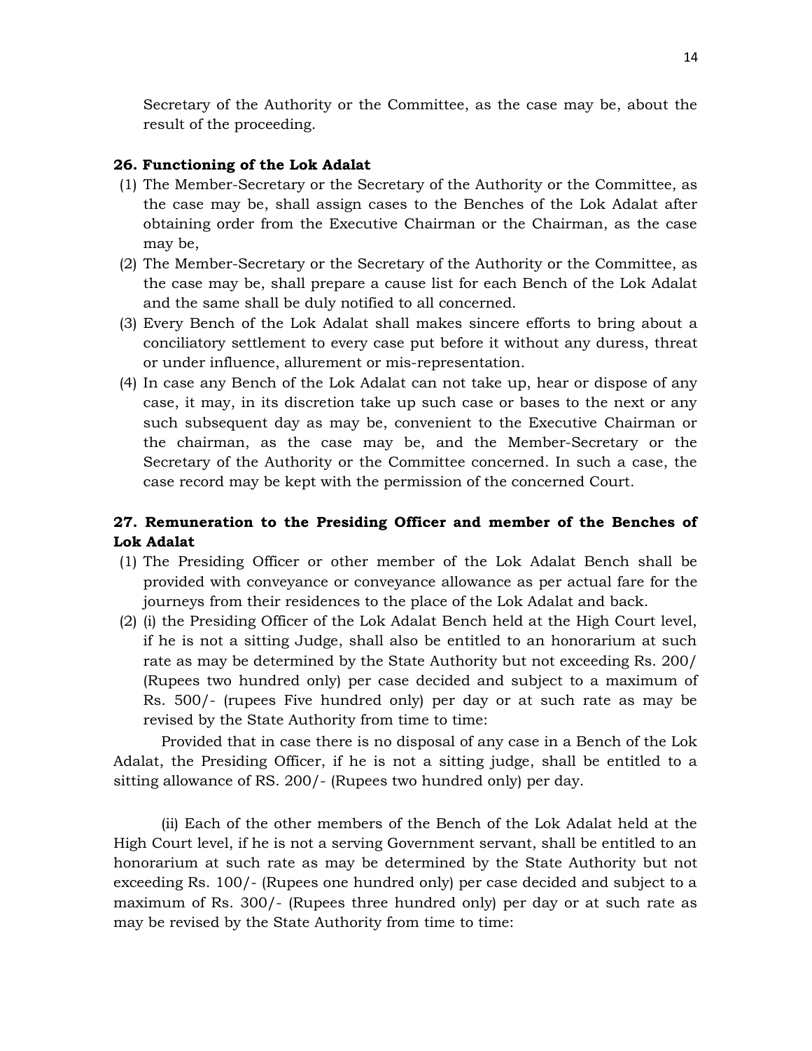Secretary of the Authority or the Committee, as the case may be, about the result of the proceeding.

### 26. Functioning of the Lok Adalat

(1) The Member-Secretary or the Secretary of the Authority or the Committee, as the case may be, shall assign cases to the Benches of the Lok Adalat after obtaining order from the Executive Chairman or the Chairman, as the case may be,

(2) The Member-Secretary or the Secretary of the Authority or the Committee, as the case may be, shall prepare a cause list for each Bench of the Lok Adalat and the same shall be duly notified to all concerned.

(3) Every Bench of the Lok Adalat shall makes sincere efforts to bring about a conciliatory settlement to every case put before it without any duress, threat or under influence, allurement or mis-representation.

(4) In case any Bench of the Lok Adalat can not take up, hear or dispose of any case, it may, in its discretion take up such case or bases to the next or any such subsequent day as may be, convenient to the Executive Chairman or the chairman, as the case may be, and the Member-Secretary or the Secretary of the Authority or the Committee concerned. In such a case, the case record may be kept with the permission of the concerned Court.

### 27. Remuneration to the Presiding Officer and member of the Benches of Lok Adalat

(1) The Presiding Officer or other member of the Lok Adalat Bench shall be provided with conveyance or conveyance allowance as per actual fare for the journeys from their residences to the place of the Lok Adalat and back.

(2) (i) the Presiding Officer of the Lok Adalat Bench held at the High Court level, if he is not a sitting Judge, shall also be entitled to an honorarium at such rate as may be determined by the State Authority but not exceeding Rs. 200/ (Rupees two hundred only) per case decided and subject to a maximum of Rs. 500/- (rupees Five hundred only) per day or at such rate as may be revised by the State Authority from time to time:

Provided that in case there is no disposal of any case in a Bench of the Lok Adalat, the Presiding Officer, if he is not a sitting judge, shall be entitled to a sitting allowance of RS. 200/- (Rupees two hundred only) per day.

(ii) Each of the other members of the Bench of the Lok Adalat held at the High Court level, if he is not a serving Government servant, shall be entitled to an honorarium at such rate as may be determined by the State Authority but not exceeding Rs. 100/- (Rupees one hundred only) per case decided and subject to a maximum of Rs. 300/- (Rupees three hundred only) per day or at such rate as may be revised by the State Authority from time to time: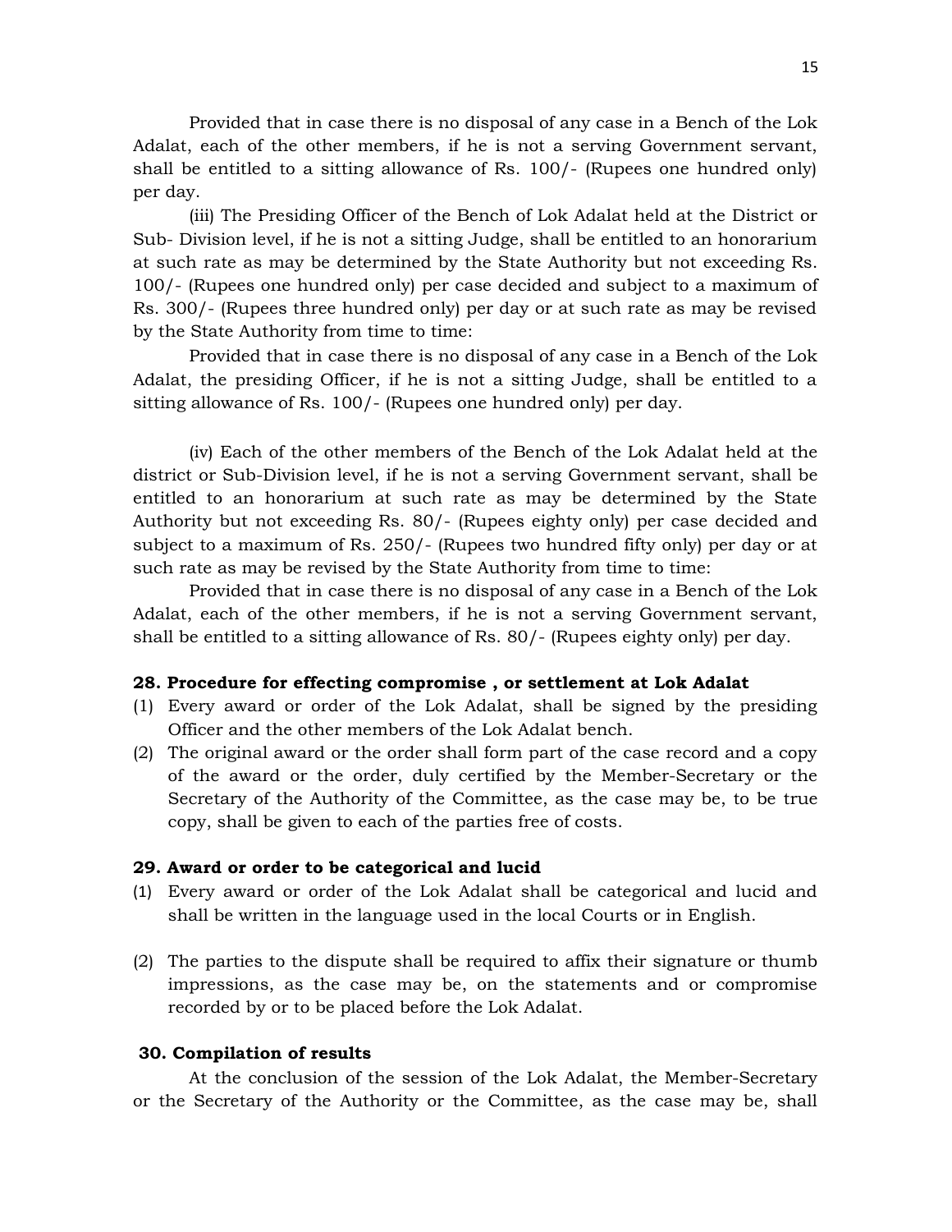Provided that in case there is no disposal of any case in a Bench of the Lok Adalat, each of the other members, if he is not a serving Government servant, shall be entitled to a sitting allowance of Rs. 100/- (Rupees one hundred only) per day.

(iii) The Presiding Officer of the Bench of Lok Adalat held at the District or Sub- Division level, if he is not a sitting Judge, shall be entitled to an honorarium at such rate as may be determined by the State Authority but not exceeding Rs. 100/- (Rupees one hundred only) per case decided and subject to a maximum of Rs. 300/- (Rupees three hundred only) per day or at such rate as may be revised by the State Authority from time to time:

Provided that in case there is no disposal of any case in a Bench of the Lok Adalat, the presiding Officer, if he is not a sitting Judge, shall be entitled to a sitting allowance of Rs. 100/- (Rupees one hundred only) per day.

(iv) Each of the other members of the Bench of the Lok Adalat held at the district or Sub-Division level, if he is not a serving Government servant, shall be entitled to an honorarium at such rate as may be determined by the State Authority but not exceeding Rs. 80/- (Rupees eighty only) per case decided and subject to a maximum of Rs. 250/- (Rupees two hundred fifty only) per day or at such rate as may be revised by the State Authority from time to time:

Provided that in case there is no disposal of any case in a Bench of the Lok Adalat, each of the other members, if he is not a serving Government servant, shall be entitled to a sitting allowance of Rs. 80/- (Rupees eighty only) per day.

**28. Procedure for effecting compromise , or settlement at Lok Adalat**

(1) Every award or order of the Lok Adalat, shall be signed by the presiding Officer and the other members of the Lok Adalat bench.
(2) The original award or the order shall form part of the case record and a copy of the award or the order, duly certified by the Member-Secretary or the Secretary of the Authority of the Committee, as the case may be, to be true copy, shall be given to each of the parties free of costs.

**29. Award or order to be categorical and lucid**

(1) Every award or order of the Lok Adalat shall be categorical and lucid and shall be written in the language used in the local Courts or in English.

(2) The parties to the dispute shall be required to affix their signature or thumb impressions, as the case may be, on the statements and or compromise recorded by or to be placed before the Lok Adalat.

**30. Compilation of results**

At the conclusion of the session of the Lok Adalat, the Member-Secretary or the Secretary of the Authority or the Committee, as the case may be, shall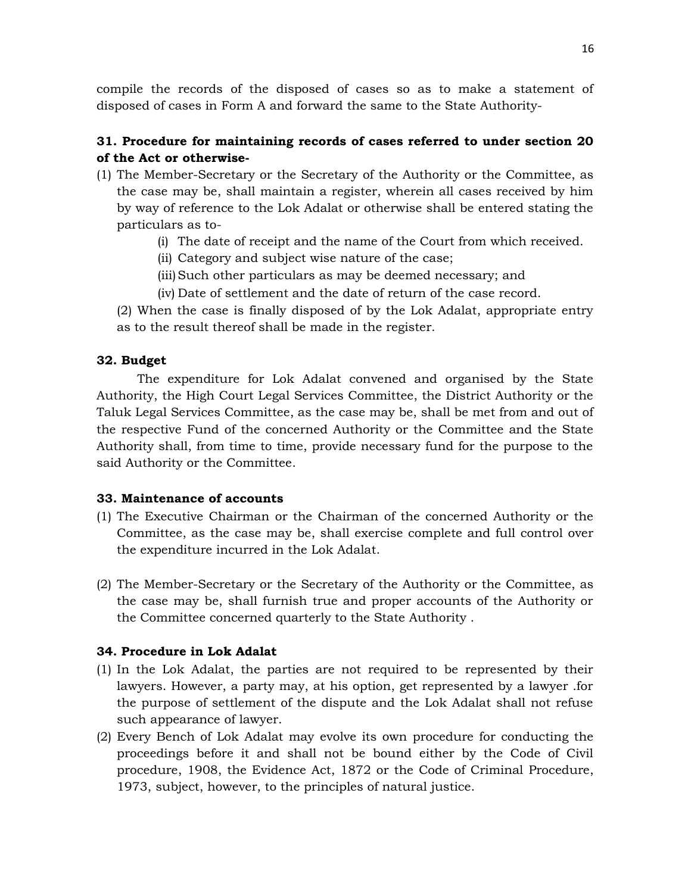compile the records of the disposed of cases so as to make a statement of disposed of cases in Form A and forward the same to the State Authority-

### 31. Procedure for maintaining records of cases referred to under section 20 of the Act or otherwise-

(1) The Member-Secretary or the Secretary of the Authority or the Committee, as the case may be, shall maintain a register, wherein all cases received by him by way of reference to the Lok Adalat or otherwise shall be entered stating the particulars as to-

   (i) The date of receipt and the name of the Court from which received.

   (ii) Category and subject wise nature of the case;

   (iii) Such other particulars as may be deemed necessary; and

   (iv) Date of settlement and the date of return of the case record.

(2) When the case is finally disposed of by the Lok Adalat, appropriate entry as to the result thereof shall be made in the register.

### 32. Budget

The expenditure for Lok Adalat convened and organised by the State Authority, the High Court Legal Services Committee, the District Authority or the Taluk Legal Services Committee, as the case may be, shall be met from and out of the respective Fund of the concerned Authority or the Committee and the State Authority shall, from time to time, provide necessary fund for the purpose to the said Authority or the Committee.

### 33. Maintenance of accounts

(1) The Executive Chairman or the Chairman of the concerned Authority or the Committee, as the case may be, shall exercise complete and full control over the expenditure incurred in the Lok Adalat.

(2) The Member-Secretary or the Secretary of the Authority or the Committee, as the case may be, shall furnish true and proper accounts of the Authority or the Committee concerned quarterly to the State Authority .

### 34. Procedure in Lok Adalat

(1) In the Lok Adalat, the parties are not required to be represented by their lawyers. However, a party may, at his option, get represented by a lawyer .for the purpose of settlement of the dispute and the Lok Adalat shall not refuse such appearance of lawyer.

(2) Every Bench of Lok Adalat may evolve its own procedure for conducting the proceedings before it and shall not be bound either by the Code of Civil procedure, 1908, the Evidence Act, 1872 or the Code of Criminal Procedure, 1973, subject, however, to the principles of natural justice.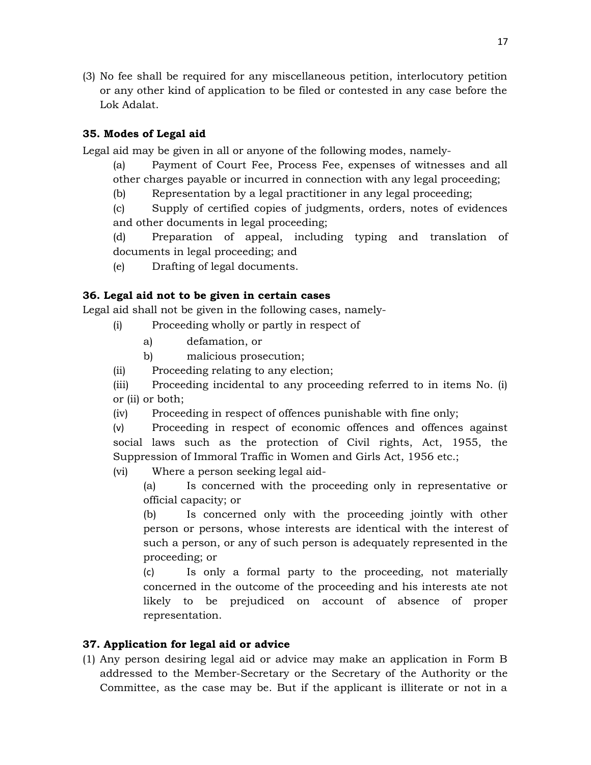(3) No fee shall be required for any miscellaneous petition, interlocutory petition or any other kind of application to be filed or contested in any case before the Lok Adalat.

### 35. Modes of Legal aid

Legal aid may be given in all or anyone of the following modes, namely-

(a) Payment of Court Fee, Process Fee, expenses of witnesses and all other charges payable or incurred in connection with any legal proceeding;

(b) Representation by a legal practitioner in any legal proceeding;

(c) Supply of certified copies of judgments, orders, notes of evidences and other documents in legal proceeding;

(d) Preparation of appeal, including typing and translation of documents in legal proceeding; and

(e) Drafting of legal documents.

### 36. Legal aid not to be given in certain cases

Legal aid shall not be given in the following cases, namely-

(i) Proceeding wholly or partly in respect of

  a) defamation, or

  b) malicious prosecution;

(ii) Proceeding relating to any election;

(iii) Proceeding incidental to any proceeding referred to in items No. (i) or (ii) or both;

(iv) Proceeding in respect of offences punishable with fine only;

(v) Proceeding in respect of economic offences and offences against social laws such as the protection of Civil rights, Act, 1955, the Suppression of Immoral Traffic in Women and Girls Act, 1956 etc.;

(vi) Where a person seeking legal aid-

  (a) Is concerned with the proceeding only in representative or official capacity; or

  (b) Is concerned only with the proceeding jointly with other person or persons, whose interests are identical with the interest of such a person, or any of such person is adequately represented in the proceeding; or

  (c) Is only a formal party to the proceeding, not materially concerned in the outcome of the proceeding and his interests ate not likely to be prejudiced on account of absence of proper representation.

### 37. Application for legal aid or advice

(1) Any person desiring legal aid or advice may make an application in Form B addressed to the Member-Secretary or the Secretary of the Authority or the Committee, as the case may be. But if the applicant is illiterate or not in a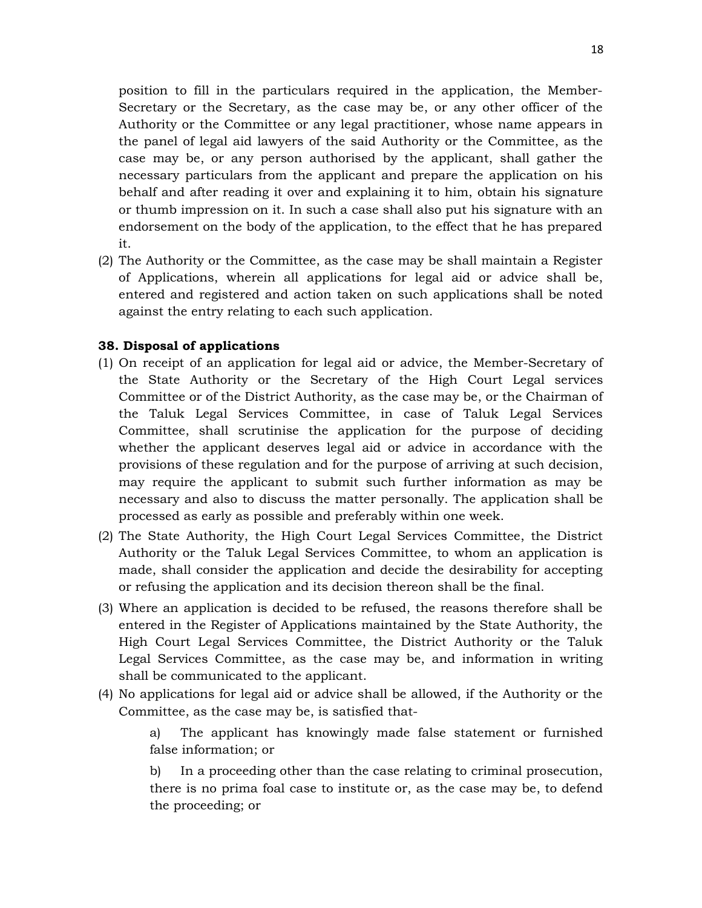position to fill in the particulars required in the application, the Member-Secretary or the Secretary, as the case may be, or any other officer of the Authority or the Committee or any legal practitioner, whose name appears in the panel of legal aid lawyers of the said Authority or the Committee, as the case may be, or any person authorised by the applicant, shall gather the necessary particulars from the applicant and prepare the application on his behalf and after reading it over and explaining it to him, obtain his signature or thumb impression on it. In such a case shall also put his signature with an endorsement on the body of the application, to the effect that he has prepared it.

(2) The Authority or the Committee, as the case may be shall maintain a Register of Applications, wherein all applications for legal aid or advice shall be, entered and registered and action taken on such applications shall be noted against the entry relating to each such application.

**38. Disposal of applications**

(1) On receipt of an application for legal aid or advice, the Member-Secretary of the State Authority or the Secretary of the High Court Legal services Committee or of the District Authority, as the case may be, or the Chairman of the Taluk Legal Services Committee, in case of Taluk Legal Services Committee, shall scrutinise the application for the purpose of deciding whether the applicant deserves legal aid or advice in accordance with the provisions of these regulation and for the purpose of arriving at such decision, may require the applicant to submit such further information as may be necessary and also to discuss the matter personally. The application shall be processed as early as possible and preferably within one week.

(2) The State Authority, the High Court Legal Services Committee, the District Authority or the Taluk Legal Services Committee, to whom an application is made, shall consider the application and decide the desirability for accepting or refusing the application and its decision thereon shall be the final.

(3) Where an application is decided to be refused, the reasons therefore shall be entered in the Register of Applications maintained by the State Authority, the High Court Legal Services Committee, the District Authority or the Taluk Legal Services Committee, as the case may be, and information in writing shall be communicated to the applicant.

(4) No applications for legal aid or advice shall be allowed, if the Authority or the Committee, as the case may be, is satisfied that-

a) The applicant has knowingly made false statement or furnished false information; or

b) In a proceeding other than the case relating to criminal prosecution, there is no prima foal case to institute or, as the case may be, to defend the proceeding; or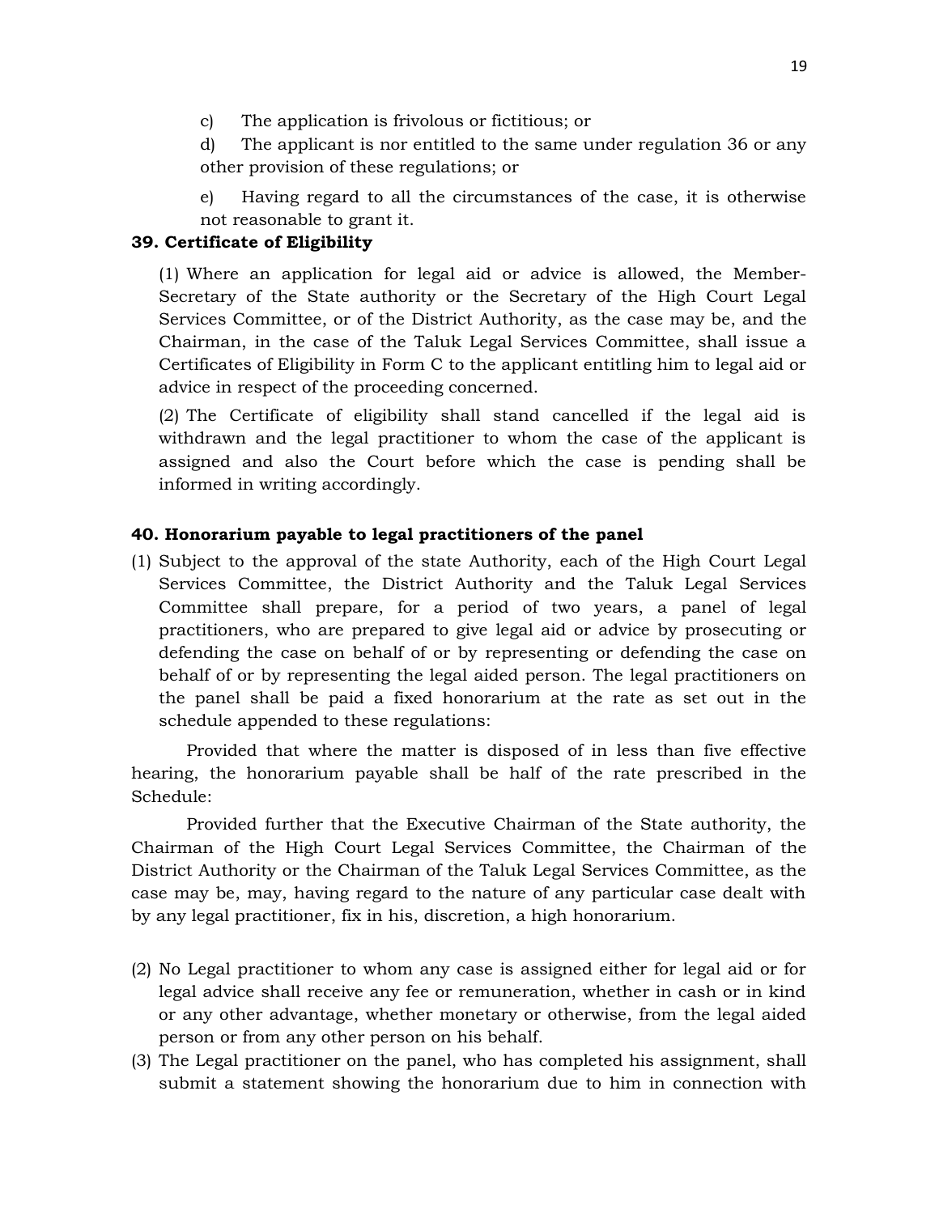c) The application is frivolous or fictitious; or

d) The applicant is nor entitled to the same under regulation 36 or any other provision of these regulations; or

e) Having regard to all the circumstances of the case, it is otherwise not reasonable to grant it.

**39. Certificate of Eligibility**

(1) Where an application for legal aid or advice is allowed, the Member-Secretary of the State authority or the Secretary of the High Court Legal Services Committee, or of the District Authority, as the case may be, and the Chairman, in the case of the Taluk Legal Services Committee, shall issue a Certificates of Eligibility in Form C to the applicant entitling him to legal aid or advice in respect of the proceeding concerned.

(2) The Certificate of eligibility shall stand cancelled if the legal aid is withdrawn and the legal practitioner to whom the case of the applicant is assigned and also the Court before which the case is pending shall be informed in writing accordingly.

**40. Honorarium payable to legal practitioners of the panel**

(1) Subject to the approval of the state Authority, each of the High Court Legal Services Committee, the District Authority and the Taluk Legal Services Committee shall prepare, for a period of two years, a panel of legal practitioners, who are prepared to give legal aid or advice by prosecuting or defending the case on behalf of or by representing or defending the case on behalf of or by representing the legal aided person. The legal practitioners on the panel shall be paid a fixed honorarium at the rate as set out in the schedule appended to these regulations:

Provided that where the matter is disposed of in less than five effective hearing, the honorarium payable shall be half of the rate prescribed in the Schedule:

Provided further that the Executive Chairman of the State authority, the Chairman of the High Court Legal Services Committee, the Chairman of the District Authority or the Chairman of the Taluk Legal Services Committee, as the case may be, may, having regard to the nature of any particular case dealt with by any legal practitioner, fix in his, discretion, a high honorarium.

(2) No Legal practitioner to whom any case is assigned either for legal aid or for legal advice shall receive any fee or remuneration, whether in cash or in kind or any other advantage, whether monetary or otherwise, from the legal aided person or from any other person on his behalf.

(3) The Legal practitioner on the panel, who has completed his assignment, shall submit a statement showing the honorarium due to him in connection with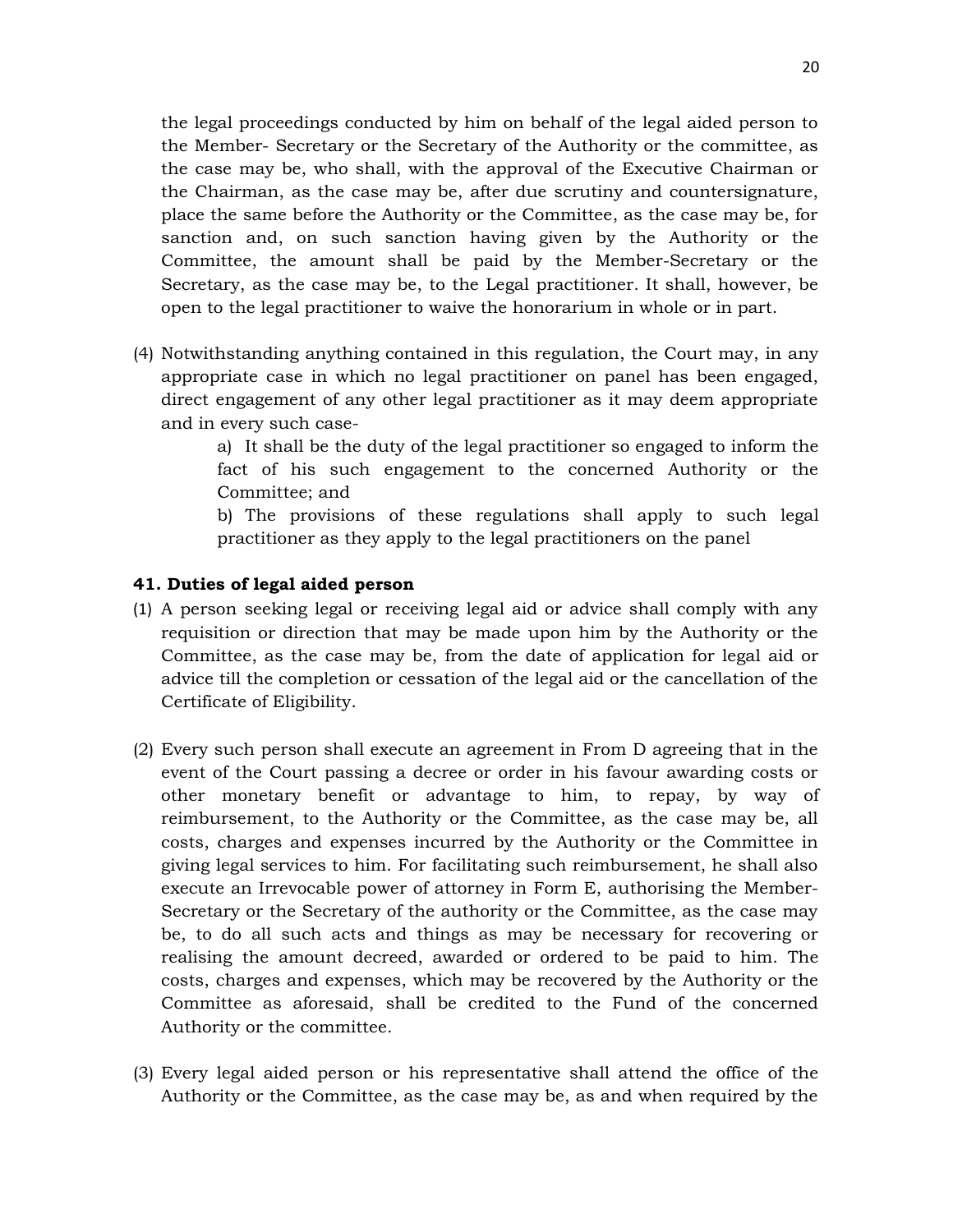the legal proceedings conducted by him on behalf of the legal aided person to the Member- Secretary or the Secretary of the Authority or the committee, as the case may be, who shall, with the approval of the Executive Chairman or the Chairman, as the case may be, after due scrutiny and countersignature, place the same before the Authority or the Committee, as the case may be, for sanction and, on such sanction having given by the Authority or the Committee, the amount shall be paid by the Member-Secretary or the Secretary, as the case may be, to the Legal practitioner. It shall, however, be open to the legal practitioner to waive the honorarium in whole or in part.

(4) Notwithstanding anything contained in this regulation, the Court may, in any appropriate case in which no legal practitioner on panel has been engaged, direct engagement of any other legal practitioner as it may deem appropriate and in every such case-

a) It shall be the duty of the legal practitioner so engaged to inform the fact of his such engagement to the concerned Authority or the Committee; and

b) The provisions of these regulations shall apply to such legal practitioner as they apply to the legal practitioners on the panel

**41. Duties of legal aided person**

(1) A person seeking legal or receiving legal aid or advice shall comply with any requisition or direction that may be made upon him by the Authority or the Committee, as the case may be, from the date of application for legal aid or advice till the completion or cessation of the legal aid or the cancellation of the Certificate of Eligibility.

(2) Every such person shall execute an agreement in From D agreeing that in the event of the Court passing a decree or order in his favour awarding costs or other monetary benefit or advantage to him, to repay, by way of reimbursement, to the Authority or the Committee, as the case may be, all costs, charges and expenses incurred by the Authority or the Committee in giving legal services to him. For facilitating such reimbursement, he shall also execute an Irrevocable power of attorney in Form E, authorising the Member-Secretary or the Secretary of the authority or the Committee, as the case may be, to do all such acts and things as may be necessary for recovering or realising the amount decreed, awarded or ordered to be paid to him. The costs, charges and expenses, which may be recovered by the Authority or the Committee as aforesaid, shall be credited to the Fund of the concerned Authority or the committee.

(3) Every legal aided person or his representative shall attend the office of the Authority or the Committee, as the case may be, as and when required by the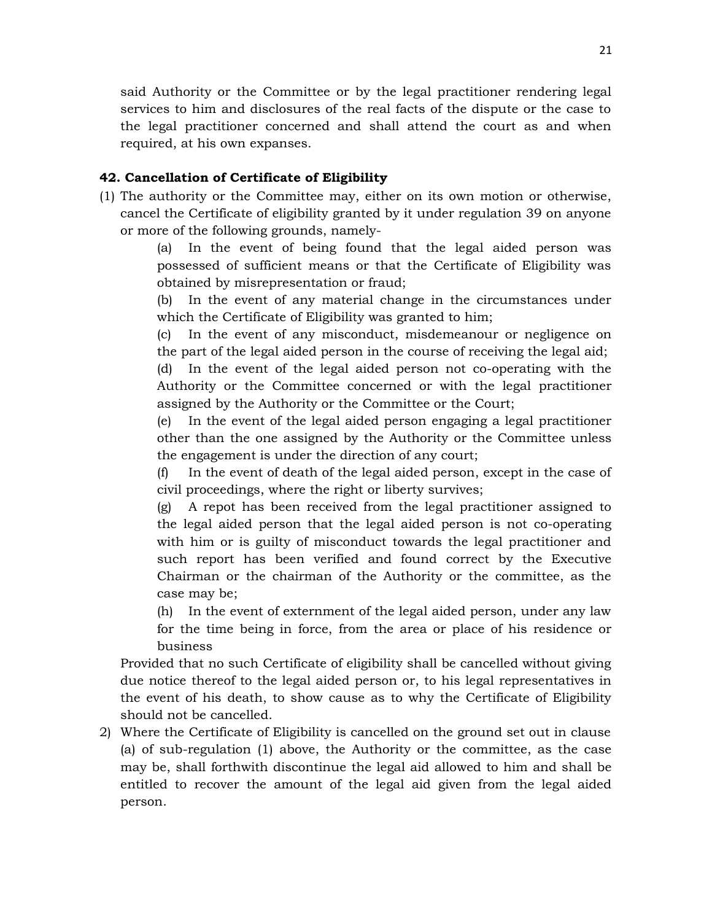said Authority or the Committee or by the legal practitioner rendering legal services to him and disclosures of the real facts of the dispute or the case to the legal practitioner concerned and shall attend the court as and when required, at his own expanses.

**42. Cancellation of Certificate of Eligibility**

(1) The authority or the Committee may, either on its own motion or otherwise, cancel the Certificate of eligibility granted by it under regulation 39 on anyone or more of the following grounds, namely-

(a) In the event of being found that the legal aided person was possessed of sufficient means or that the Certificate of Eligibility was obtained by misrepresentation or fraud;

(b) In the event of any material change in the circumstances under which the Certificate of Eligibility was granted to him;

(c) In the event of any misconduct, misdemeanour or negligence on the part of the legal aided person in the course of receiving the legal aid;

(d) In the event of the legal aided person not co-operating with the Authority or the Committee concerned or with the legal practitioner assigned by the Authority or the Committee or the Court;

(e) In the event of the legal aided person engaging a legal practitioner other than the one assigned by the Authority or the Committee unless the engagement is under the direction of any court;

(f) In the event of death of the legal aided person, except in the case of civil proceedings, where the right or liberty survives;

(g) A repot has been received from the legal practitioner assigned to the legal aided person that the legal aided person is not co-operating with him or is guilty of misconduct towards the legal practitioner and such report has been verified and found correct by the Executive Chairman or the chairman of the Authority or the committee, as the case may be;

(h) In the event of externment of the legal aided person, under any law for the time being in force, from the area or place of his residence or business

Provided that no such Certificate of eligibility shall be cancelled without giving due notice thereof to the legal aided person or, to his legal representatives in the event of his death, to show cause as to why the Certificate of Eligibility should not be cancelled.

2) Where the Certificate of Eligibility is cancelled on the ground set out in clause (a) of sub-regulation (1) above, the Authority or the committee, as the case may be, shall forthwith discontinue the legal aid allowed to him and shall be entitled to recover the amount of the legal aid given from the legal aided person.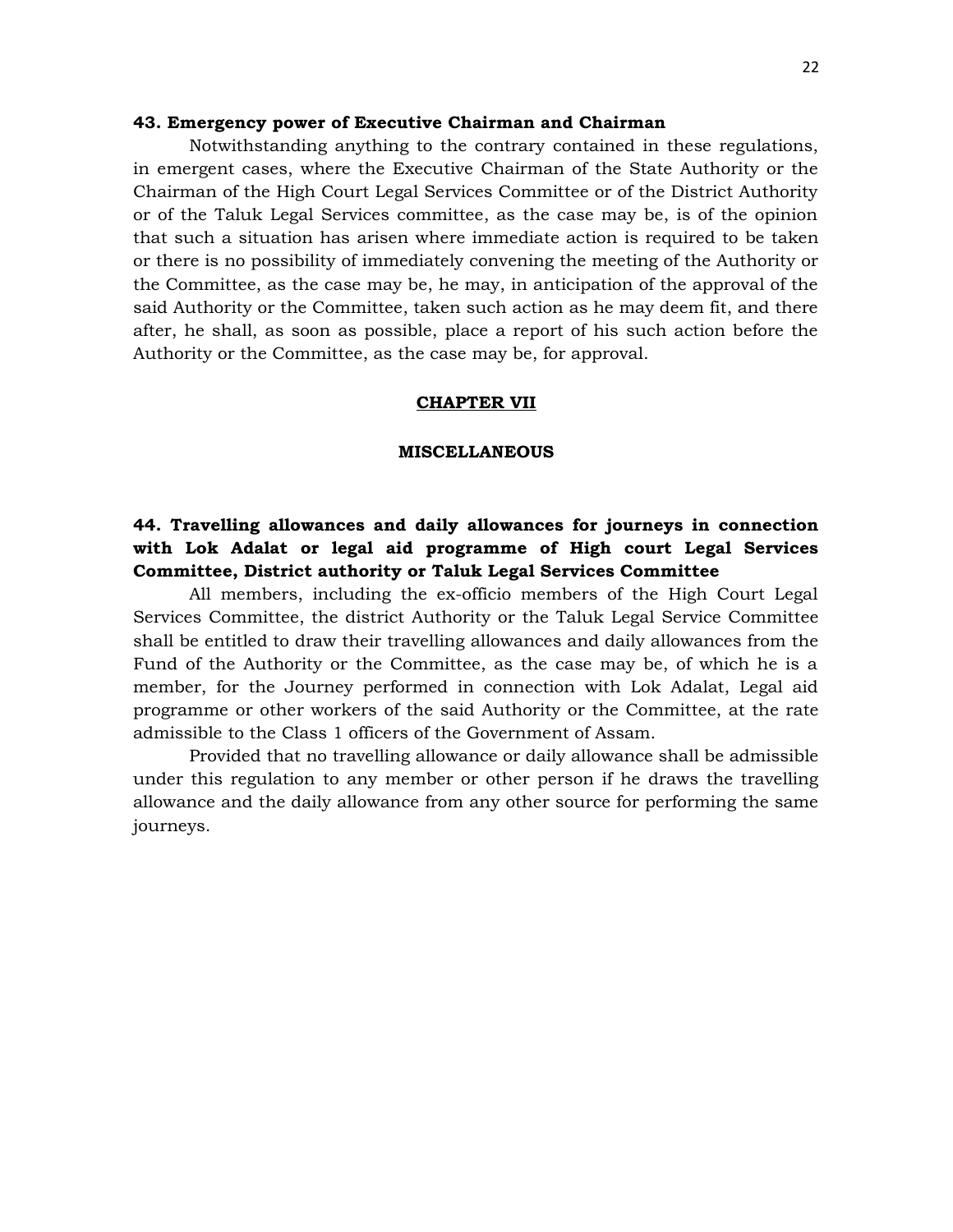**43. Emergency power of Executive Chairman and Chairman**

Notwithstanding anything to the contrary contained in these regulations, in emergent cases, where the Executive Chairman of the State Authority or the Chairman of the High Court Legal Services Committee or of the District Authority or of the Taluk Legal Services committee, as the case may be, is of the opinion that such a situation has arisen where immediate action is required to be taken or there is no possibility of immediately convening the meeting of the Authority or the Committee, as the case may be, he may, in anticipation of the approval of the said Authority or the Committee, taken such action as he may deem fit, and there after, he shall, as soon as possible, place a report of his such action before the Authority or the Committee, as the case may be, for approval.

## CHAPTER VII

## MISCELLANEOUS

**44. Travelling allowances and daily allowances for journeys in connection with Lok Adalat or legal aid programme of High court Legal Services Committee, District authority or Taluk Legal Services Committee**

All members, including the ex-officio members of the High Court Legal Services Committee, the district Authority or the Taluk Legal Service Committee shall be entitled to draw their travelling allowances and daily allowances from the Fund of the Authority or the Committee, as the case may be, of which he is a member, for the Journey performed in connection with Lok Adalat, Legal aid programme or other workers of the said Authority or the Committee, at the rate admissible to the Class 1 officers of the Government of Assam.

Provided that no travelling allowance or daily allowance shall be admissible under this regulation to any member or other person if he draws the travelling allowance and the daily allowance from any other source for performing the same journeys.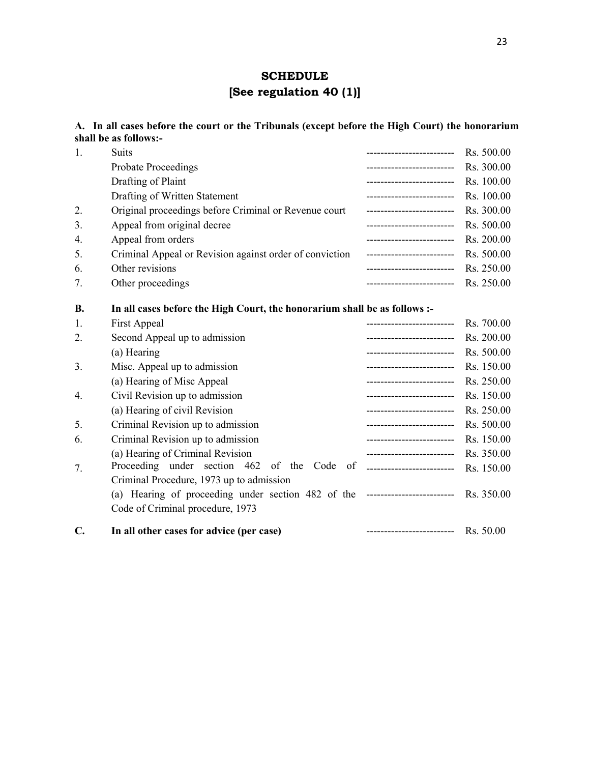# SCHEDULE
## [See regulation 40 (1)]

**A. In all cases before the court or the Tribunals (except before the High Court) the honorarium shall be as follows:-**

| | | | |
|---|---|---|---|
| 1. | Suits | ------------------------- | Rs. 500.00 |
| | Probate Proceedings | ------------------------- | Rs. 300.00 |
| | Drafting of Plaint | ------------------------- | Rs. 100.00 |
| | Drafting of Written Statement | ------------------------- | Rs. 100.00 |
| 2. | Original proceedings before Criminal or Revenue court | ------------------------- | Rs. 300.00 |
| 3. | Appeal from original decree | ------------------------- | Rs. 500.00 |
| 4. | Appeal from orders | ------------------------- | Rs. 200.00 |
| 5. | Criminal Appeal or Revision against order of conviction | ------------------------- | Rs. 500.00 |
| 6. | Other revisions | ------------------------- | Rs. 250.00 |
| 7. | Other proceedings | ------------------------- | Rs. 250.00 |

**B. In all cases before the High Court, the honorarium shall be as follows :-**

| | | | |
|---|---|---|---|
| 1. | First Appeal | ------------------------- | Rs. 700.00 |
| 2. | Second Appeal up to admission | ------------------------- | Rs. 200.00 |
| | (a) Hearing | ------------------------- | Rs. 500.00 |
| 3. | Misc. Appeal up to admission | ------------------------- | Rs. 150.00 |
| | (a) Hearing of Misc Appeal | ------------------------- | Rs. 250.00 |
| 4. | Civil Revision up to admission | ------------------------- | Rs. 150.00 |
| | (a) Hearing of civil Revision | ------------------------- | Rs. 250.00 |
| 5. | Criminal Revision up to admission | ------------------------- | Rs. 500.00 |
| 6. | Criminal Revision up to admission | ------------------------- | Rs. 150.00 |
| | (a) Hearing of Criminal Revision | ------------------------- | Rs. 350.00 |
| 7. | Proceeding under section 462 of the Code of Criminal Procedure, 1973 up to admission | ------------------------- | Rs. 150.00 |
| | (a) Hearing of proceeding under section 482 of the Code of Criminal procedure, 1973 | ------------------------- | Rs. 350.00 |

| | | | |
|---|---|---|---|
| **C.** | **In all other cases for advice (per case)** | ------------------------- | Rs. 50.00 |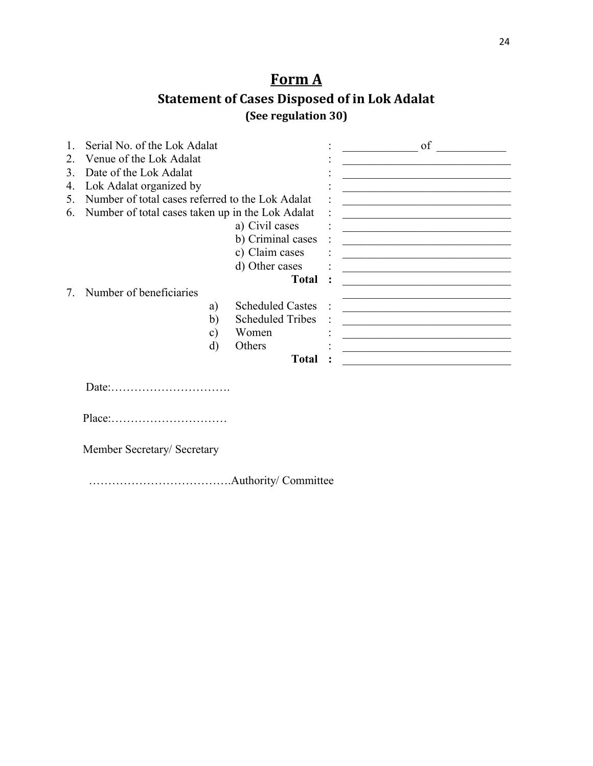# Form A

## Statement of Cases Disposed of in Lok Adalat

**(See regulation 30)**

1. Serial No. of the Lok Adalat : _____________ of ____________
2. Venue of the Lok Adalat : ______________________________
3. Date of the Lok Adalat : ______________________________
4. Lok Adalat organized by : ______________________________
5. Number of total cases referred to the Lok Adalat : ______________________________
6. Number of total cases taken up in the Lok Adalat : ______________________________
    - a) Civil cases : ______________________________
    - b) Criminal cases : ______________________________
    - c) Claim cases : ______________________________
    - d) Other cases : ______________________________
    - **Total :** ______________________________
7. Number of beneficiaries ______________________________
    - a) Scheduled Castes : ______________________________
    - b) Scheduled Tribes : ______________________________
    - c) Women : ______________________________
    - d) Others : ______________________________
    - **Total :** ______________________________

Date:………………………….

Place:…………………………

Member Secretary/ Secretary

……………………………….Authority/ Committee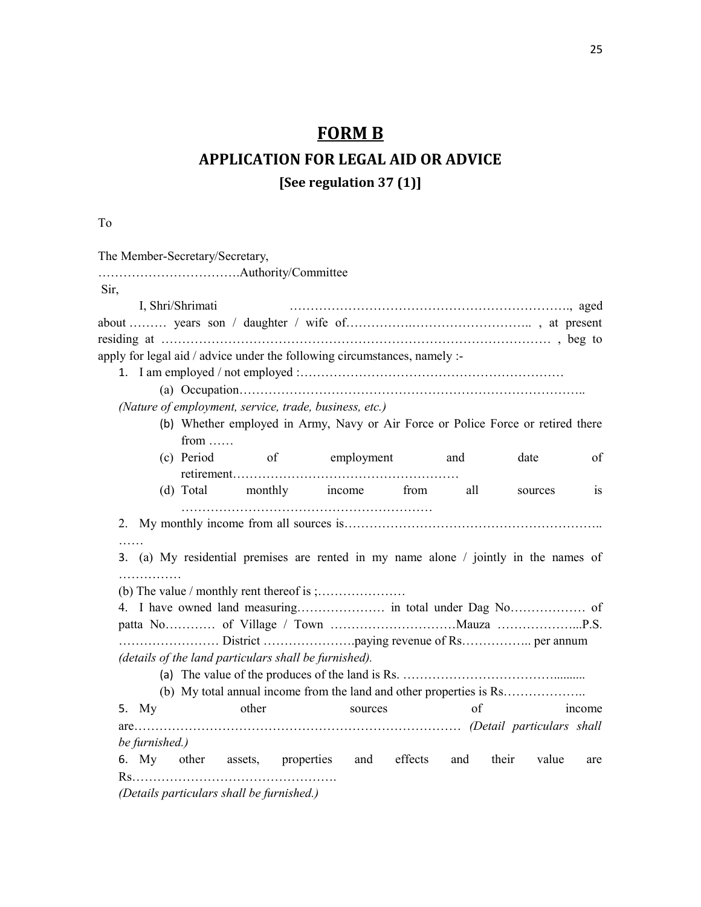# FORM B

## APPLICATION FOR LEGAL AID OR ADVICE

### [See regulation 37 (1)]

To

The Member-Secretary/Secretary,
…………………………….Authority/Committee

Sir,

I, Shri/Shrimati ………………………………………………………., aged about ……… years son / daughter / wife of…………….……………………….. , at present residing at ……………………………………………………………………………… , beg to apply for legal aid / advice under the following circumstances, namely :-

1. I am employed / not employed :………………………………………………………
   - (a) Occupation………………………………………………………………………..

   *(Nature of employment, service, trade, business, etc.)*

   - (b) Whether employed in Army, Navy or Air Force or Police Force or retired there from ……
   - (c) Period of employment and date of retirement………………………………………………
   - (d) Total monthly income from all sources is ……………………………………………………
2. My monthly income from all sources is…………………………………………………….. ……
3. (a) My residential premises are rented in my name alone / jointly in the names of ……………

   (b) The value / monthly rent thereof is ;…………………
4. I have owned land measuring………………… in total under Dag No……………… of patta No………… of Village / Town …………………………Mauza ………………...P.S. …………………… District ………………….paying revenue of Rs…………….. per annum

   *(details of the land particulars shall be furnished).*

   - (a) The value of the produces of the land is Rs. ……………………………….........
   - (b) My total annual income from the land and other properties is Rs………………..
5. My other sources of income are…………………………………………………………………… *(Detail particulars shall be furnished.)*
6. My other assets, properties and effects and their value are Rs………………………………………….

   *(Details particulars shall be furnished.)*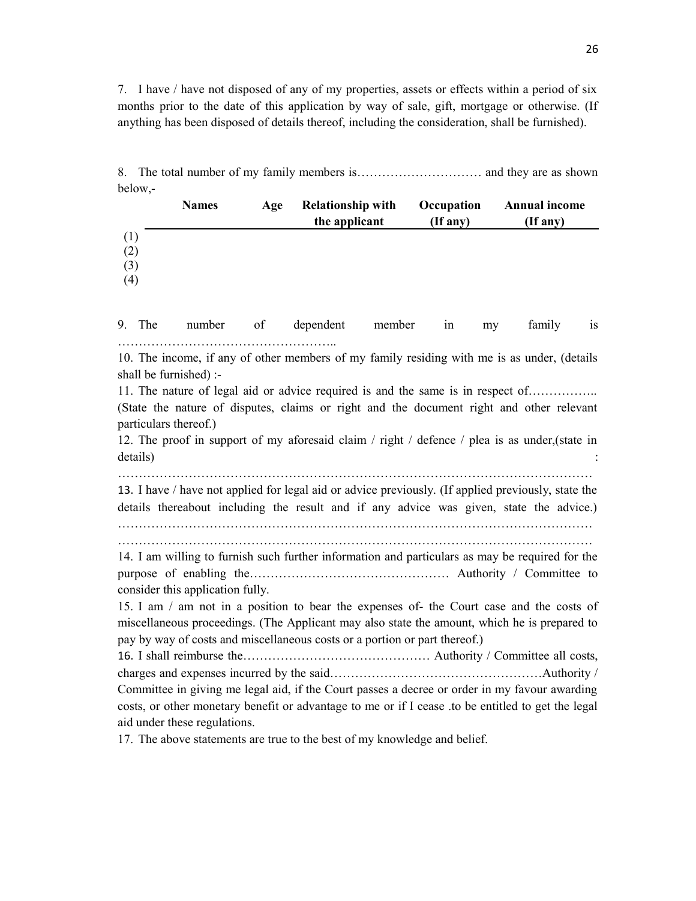7. I have / have not disposed of any of my properties, assets or effects within a period of six months prior to the date of this application by way of sale, gift, mortgage or otherwise. (If anything has been disposed of details thereof, including the consideration, shall be furnished).

8. The total number of my family members is………………………… and they are as shown below,-

| | Names | Age | Relationship with the applicant | Occupation (If any) | Annual income (If any) |
|---|---|---|---|---|---|
| (1) | | | | | |
| (2) | | | | | |
| (3) | | | | | |
| (4) | | | | | |

9. The number of dependent member in my family is ……………………………………………..

10. The income, if any of other members of my family residing with me is as under, (details shall be furnished) :-

11. The nature of legal aid or advice required is and the same is in respect of…………….. (State the nature of disputes, claims or right and the document right and other relevant particulars thereof.)

12. The proof in support of my aforesaid claim / right / defence / plea is as under,(state in details) : ……………………………………………………………………………………………………

13. I have / have not applied for legal aid or advice previously. (If applied previously, state the details thereabout including the result and if any advice was given, state the advice.) ……………………………………………………………………………………………………
……………………………………………………………………………………………………

14. I am willing to furnish such further information and particulars as may be required for the purpose of enabling the………………………………………… Authority / Committee to consider this application fully.

15. I am / am not in a position to bear the expenses of- the Court case and the costs of miscellaneous proceedings. (The Applicant may also state the amount, which he is prepared to pay by way of costs and miscellaneous costs or a portion or part thereof.)

16. I shall reimburse the……………………………………… Authority / Committee all costs, charges and expenses incurred by the said……………………………………………Authority / Committee in giving me legal aid, if the Court passes a decree or order in my favour awarding costs, or other monetary benefit or advantage to me or if I cease .to be entitled to get the legal aid under these regulations.

17. The above statements are true to the best of my knowledge and belief.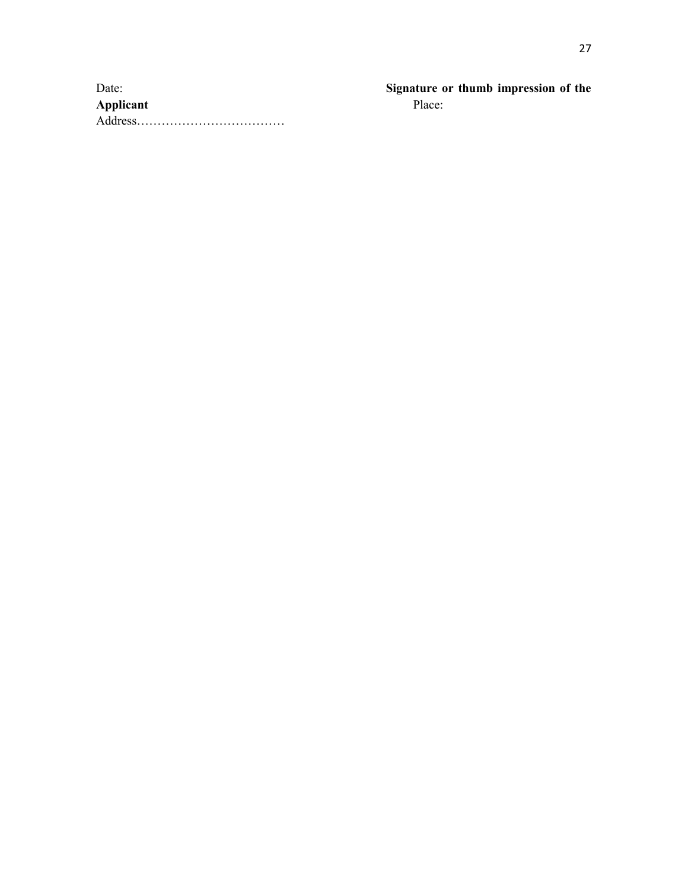Date: **Signature or thumb impression of the Applicant** Place:

Address………………………………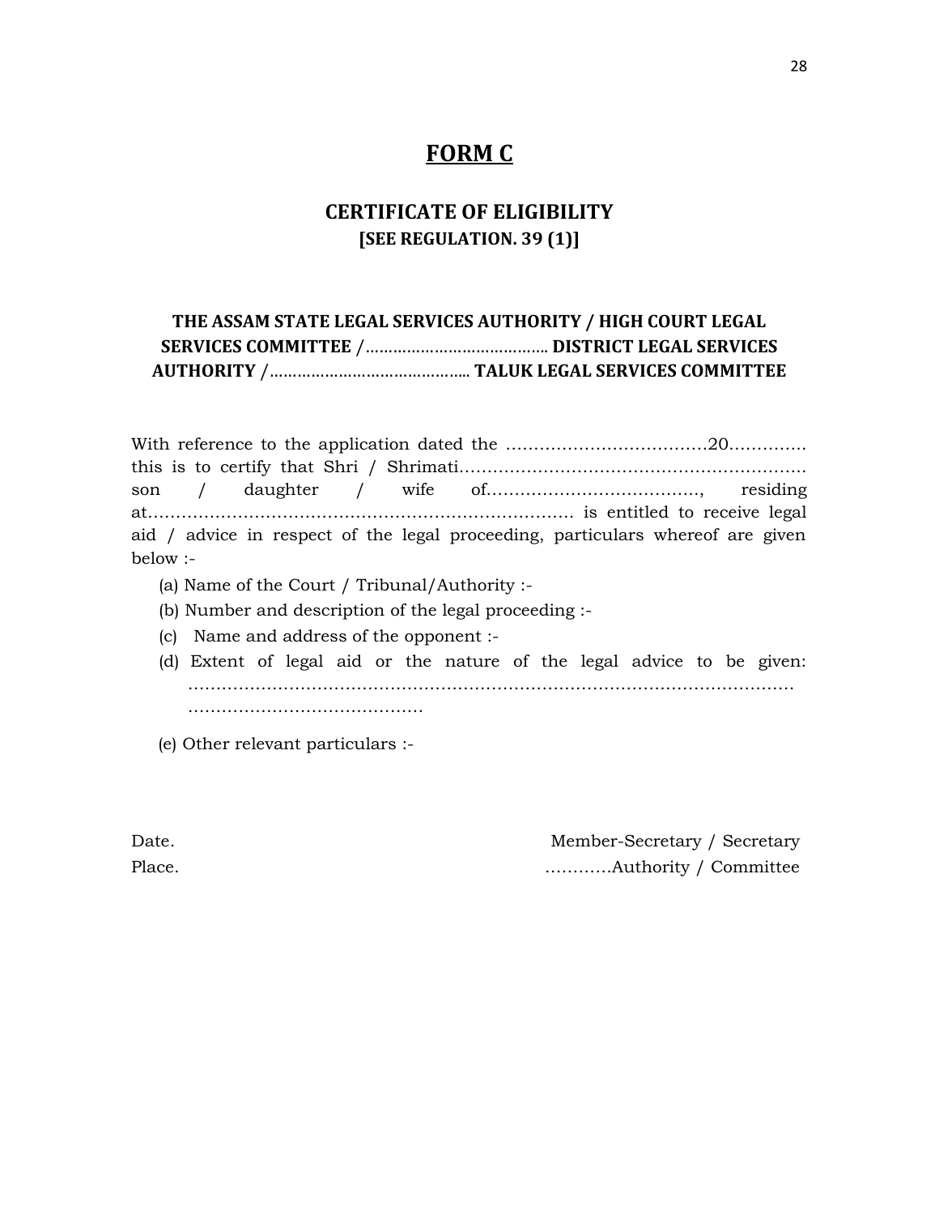# FORM C

## CERTIFICATE OF ELIGIBILITY
**[SEE REGULATION. 39 (1)]**

### THE ASSAM STATE LEGAL SERVICES AUTHORITY / HIGH COURT LEGAL SERVICES COMMITTEE /…………………………….. DISTRICT LEGAL SERVICES AUTHORITY /…………………………………. TALUK LEGAL SERVICES COMMITTEE

With reference to the application dated the ………………………………20………….. this is to certify that Shri / Shrimati……………………………………………………… son / daughter / wife of………………………………., residing at………………………………………………………………… is entitled to receive legal aid / advice in respect of the legal proceeding, particulars whereof are given below :-

(a) Name of the Court / Tribunal/Authority :-

(b) Number and description of the legal proceeding :-

(c) Name and address of the opponent :-

(d) Extent of legal aid or the nature of the legal advice to be given: ……………………………………………………………………………………………… ……………………………………

(e) Other relevant particulars :-

Date.

Place.

Member-Secretary / Secretary

…………Authority / Committee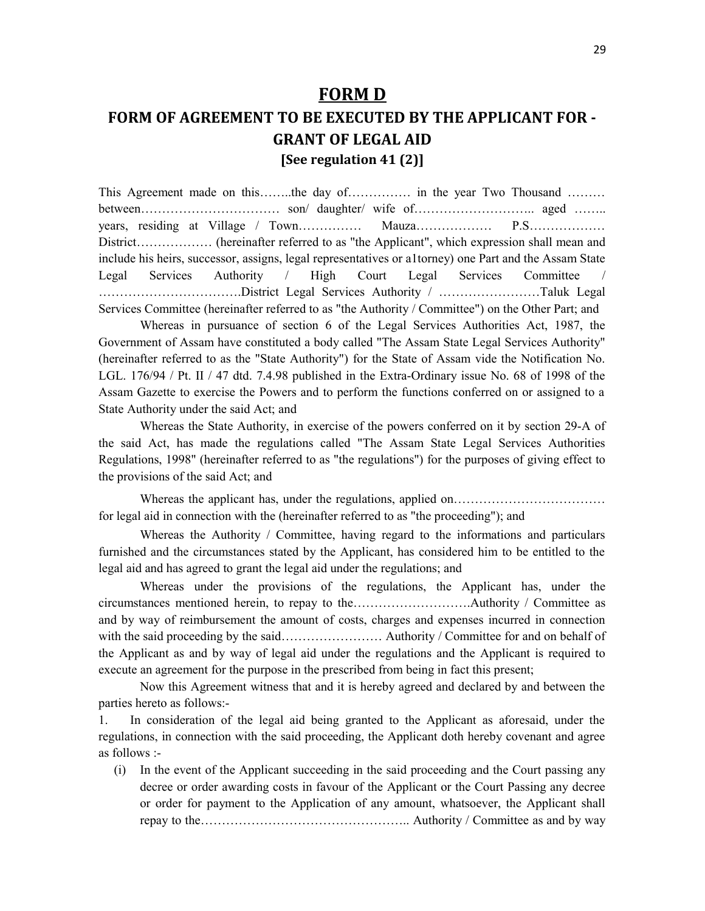# FORM D

## FORM OF AGREEMENT TO BE EXECUTED BY THE APPLICANT FOR - GRANT OF LEGAL AID

### [See regulation 41 (2)]

This Agreement made on this……..the day of…………… in the year Two Thousand ……… between…………………………… son/ daughter/ wife of……………………….. aged …….. years, residing at Village / Town…………… Mauza……………… P.S……………… District……………… (hereinafter referred to as "the Applicant", which expression shall mean and include his heirs, successor, assigns, legal representatives or a1torney) one Part and the Assam State Legal Services Authority / High Court Legal Services Committee / …………………………….District Legal Services Authority / ……………………Taluk Legal Services Committee (hereinafter referred to as "the Authority / Committee") on the Other Part; and

Whereas in pursuance of section 6 of the Legal Services Authorities Act, 1987, the Government of Assam have constituted a body called "The Assam State Legal Services Authority" (hereinafter referred to as the "State Authority") for the State of Assam vide the Notification No. LGL. 176/94 / Pt. II / 47 dtd. 7.4.98 published in the Extra-Ordinary issue No. 68 of 1998 of the Assam Gazette to exercise the Powers and to perform the functions conferred on or assigned to a State Authority under the said Act; and

Whereas the State Authority, in exercise of the powers conferred on it by section 29-A of the said Act, has made the regulations called "The Assam State Legal Services Authorities Regulations, 1998" (hereinafter referred to as "the regulations") for the purposes of giving effect to the provisions of the said Act; and

Whereas the applicant has, under the regulations, applied on……………………………… for legal aid in connection with the (hereinafter referred to as "the proceeding"); and

Whereas the Authority / Committee, having regard to the informations and particulars furnished and the circumstances stated by the Applicant, has considered him to be entitled to the legal aid and has agreed to grant the legal aid under the regulations; and

Whereas under the provisions of the regulations, the Applicant has, under the circumstances mentioned herein, to repay to the……………………….Authority / Committee as and by way of reimbursement the amount of costs, charges and expenses incurred in connection with the said proceeding by the said…………………… Authority / Committee for and on behalf of the Applicant as and by way of legal aid under the regulations and the Applicant is required to execute an agreement for the purpose in the prescribed from being in fact this present;

Now this Agreement witness that and it is hereby agreed and declared by and between the parties hereto as follows:-

1. In consideration of the legal aid being granted to the Applicant as aforesaid, under the regulations, in connection with the said proceeding, the Applicant doth hereby covenant and agree as follows :-

   (i) In the event of the Applicant succeeding in the said proceeding and the Court passing any decree or order awarding costs in favour of the Applicant or the Court Passing any decree or order for payment to the Application of any amount, whatsoever, the Applicant shall repay to the………………………………………….. Authority / Committee as and by way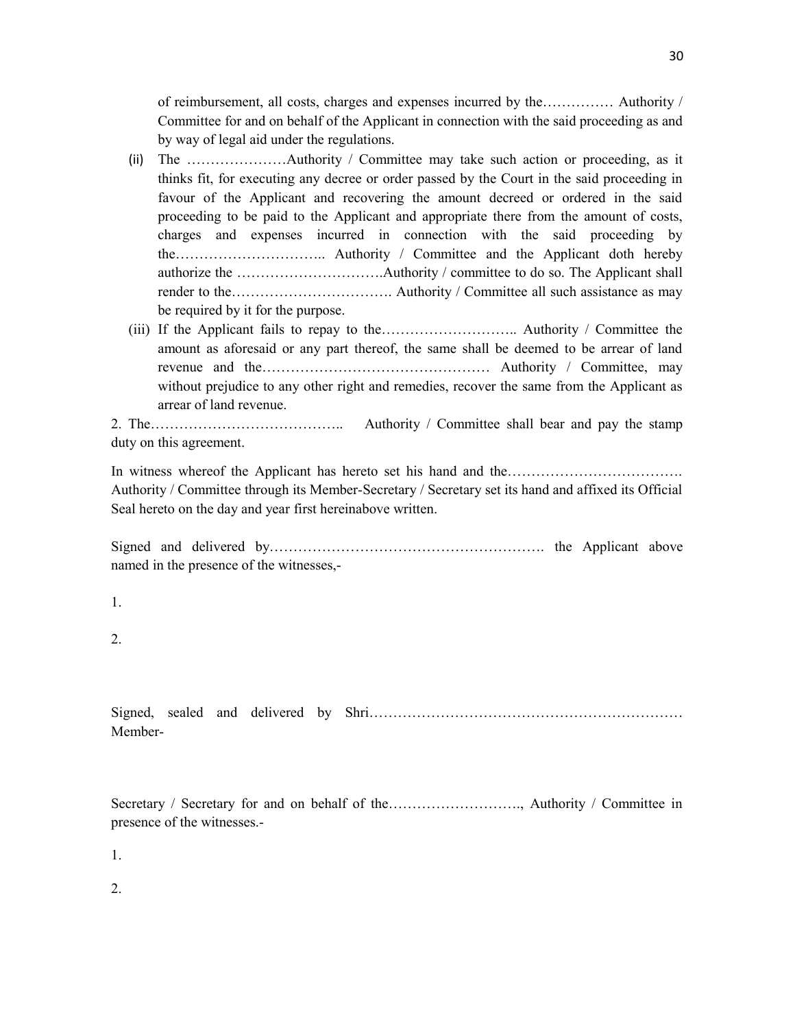of reimbursement, all costs, charges and expenses incurred by the…………… Authority / Committee for and on behalf of the Applicant in connection with the said proceeding as and by way of legal aid under the regulations.

(ii) The …………………Authority / Committee may take such action or proceeding, as it thinks fit, for executing any decree or order passed by the Court in the said proceeding in favour of the Applicant and recovering the amount decreed or ordered in the said proceeding to be paid to the Applicant and appropriate there from the amount of costs, charges and expenses incurred in connection with the said proceeding by the………………………….. Authority / Committee and the Applicant doth hereby authorize the ………………………….Authority / committee to do so. The Applicant shall render to the……………………………. Authority / Committee all such assistance as may be required by it for the purpose.

(iii) If the Applicant fails to repay to the……………………….. Authority / Committee the amount as aforesaid or any part thereof, the same shall be deemed to be arrear of land revenue and the………………………………………… Authority / Committee, may without prejudice to any other right and remedies, recover the same from the Applicant as arrear of land revenue.

2. The………………………………….. Authority / Committee shall bear and pay the stamp duty on this agreement.

In witness whereof the Applicant has hereto set his hand and the………………………………. Authority / Committee through its Member-Secretary / Secretary set its hand and affixed its Official Seal hereto on the day and year first hereinabove written.

Signed and delivered by…………………………………………………. the Applicant above named in the presence of the witnesses,-

1.

2.

Signed, sealed and delivered by Shri………………………………………………………… Member-

Secretary / Secretary for and on behalf of the………………………., Authority / Committee in presence of the witnesses.-

1.

2.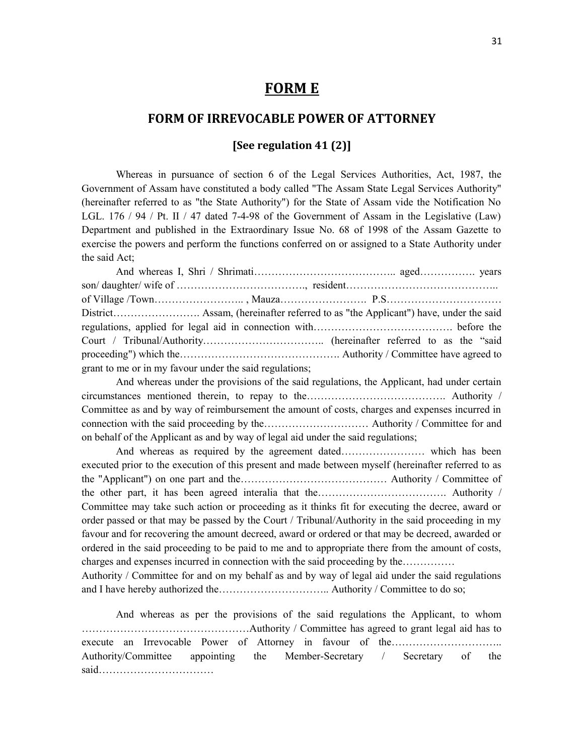# FORM E

## FORM OF IRREVOCABLE POWER OF ATTORNEY

### [See regulation 41 (2)]

Whereas in pursuance of section 6 of the Legal Services Authorities, Act, 1987, the Government of Assam have constituted a body called "The Assam State Legal Services Authority" (hereinafter referred to as "the State Authority") for the State of Assam vide the Notification No LGL. 176 / 94 / Pt. II / 47 dated 7-4-98 of the Government of Assam in the Legislative (Law) Department and published in the Extraordinary Issue No. 68 of 1998 of the Assam Gazette to exercise the powers and perform the functions conferred on or assigned to a State Authority under the said Act;

And whereas I, Shri / Shrimati………………………………….. aged……………. years son/ daughter/ wife of ………………………………., resident…………………………………….. of Village /Town…………………….. , Mauza……………………. P.S…………………………… District……………………. Assam, (hereinafter referred to as "the Applicant") have, under the said regulations, applied for legal aid in connection with…………………………………. before the Court / Tribunal/Authority…………………………….. (hereinafter referred to as the "said proceeding") which the…………………………………….. Authority / Committee have agreed to grant to me or in my favour under the said regulations;

And whereas under the provisions of the said regulations, the Applicant, had under certain circumstances mentioned therein, to repay to the…………………………………. Authority / Committee as and by way of reimbursement the amount of costs, charges and expenses incurred in connection with the said proceeding by the………………………… Authority / Committee for and on behalf of the Applicant as and by way of legal aid under the said regulations;

And whereas as required by the agreement dated…………………… which has been executed prior to the execution of this present and made between myself (hereinafter referred to as the "Applicant") on one part and the…………………………………… Authority / Committee of the other part, it has been agreed interalia that the………………………………. Authority / Committee may take such action or proceeding as it thinks fit for executing the decree, award or order passed or that may be passed by the Court / Tribunal/Authority in the said proceeding in my favour and for recovering the amount decreed, award or ordered or that may be decreed, awarded or ordered in the said proceeding to be paid to me and to appropriate there from the amount of costs, charges and expenses incurred in connection with the said proceeding by the…………… Authority / Committee for and on my behalf as and by way of legal aid under the said regulations and I have hereby authorized the………………………….. Authority / Committee to do so;

And whereas as per the provisions of the said regulations the Applicant, to whom …………………………………………Authority / Committee has agreed to grant legal aid has to execute an Irrevocable Power of Attorney in favour of the………………………….. Authority/Committee appointing the Member-Secretary / Secretary of the said……………………………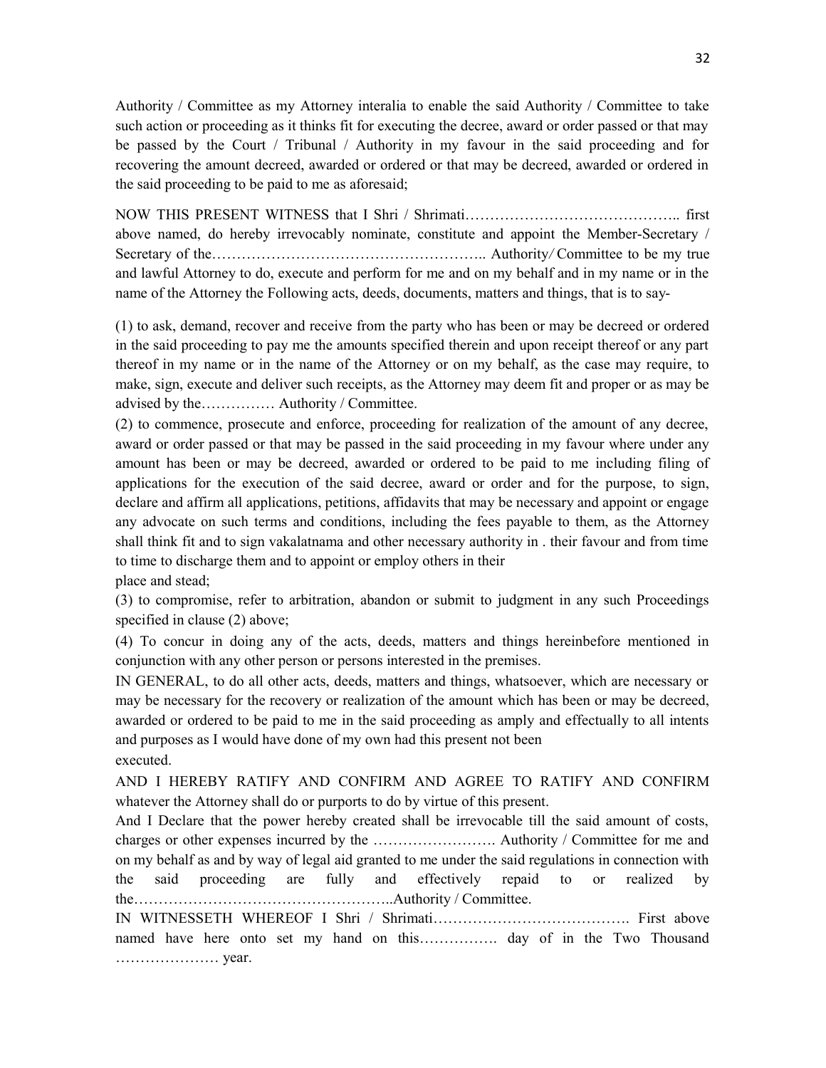Authority / Committee as my Attorney interalia to enable the said Authority / Committee to take such action or proceeding as it thinks fit for executing the decree, award or order passed or that may be passed by the Court / Tribunal / Authority in my favour in the said proceeding and for recovering the amount decreed, awarded or ordered or that may be decreed, awarded or ordered in the said proceeding to be paid to me as aforesaid;

NOW THIS PRESENT WITNESS that I Shri / Shrimati…………………………………….. first above named, do hereby irrevocably nominate, constitute and appoint the Member-Secretary / Secretary of the……………………………………………….. Authority/ Committee to be my true and lawful Attorney to do, execute and perform for me and on my behalf and in my name or in the name of the Attorney the Following acts, deeds, documents, matters and things, that is to say-

(1) to ask, demand, recover and receive from the party who has been or may be decreed or ordered in the said proceeding to pay me the amounts specified therein and upon receipt thereof or any part thereof in my name or in the name of the Attorney or on my behalf, as the case may require, to make, sign, execute and deliver such receipts, as the Attorney may deem fit and proper or as may be advised by the…………… Authority / Committee.

(2) to commence, prosecute and enforce, proceeding for realization of the amount of any decree, award or order passed or that may be passed in the said proceeding in my favour where under any amount has been or may be decreed, awarded or ordered to be paid to me including filing of applications for the execution of the said decree, award or order and for the purpose, to sign, declare and affirm all applications, petitions, affidavits that may be necessary and appoint or engage any advocate on such terms and conditions, including the fees payable to them, as the Attorney shall think fit and to sign vakalatnama and other necessary authority in . their favour and from time to time to discharge them and to appoint or employ others in their place and stead;

(3) to compromise, refer to arbitration, abandon or submit to judgment in any such Proceedings specified in clause (2) above;

(4) To concur in doing any of the acts, deeds, matters and things hereinbefore mentioned in conjunction with any other person or persons interested in the premises.

IN GENERAL, to do all other acts, deeds, matters and things, whatsoever, which are necessary or may be necessary for the recovery or realization of the amount which has been or may be decreed, awarded or ordered to be paid to me in the said proceeding as amply and effectually to all intents and purposes as I would have done of my own had this present not been executed.

AND I HEREBY RATIFY AND CONFIRM AND AGREE TO RATIFY AND CONFIRM whatever the Attorney shall do or purports to do by virtue of this present.

And I Declare that the power hereby created shall be irrevocable till the said amount of costs, charges or other expenses incurred by the ……………………. Authority / Committee for me and on my behalf as and by way of legal aid granted to me under the said regulations in connection with the said proceeding are fully and effectively repaid to or realized by the……………………………………………..Authority / Committee.

IN WITNESSETH WHEREOF I Shri / Shrimati…………………………………. First above named have here onto set my hand on this……………. day of in the Two Thousand ………………… year.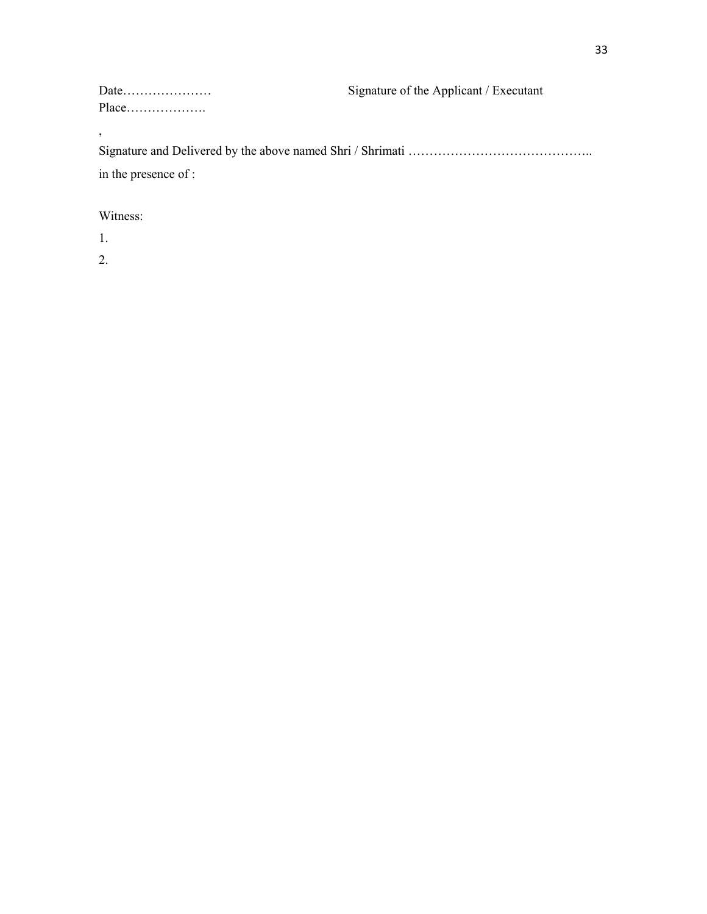Date…………………                                   Signature of the Applicant / Executant
Place……………….

,

Signature and Delivered by the above named Shri / Shrimati ……………………………………..

in the presence of :

Witness:

1.

2.